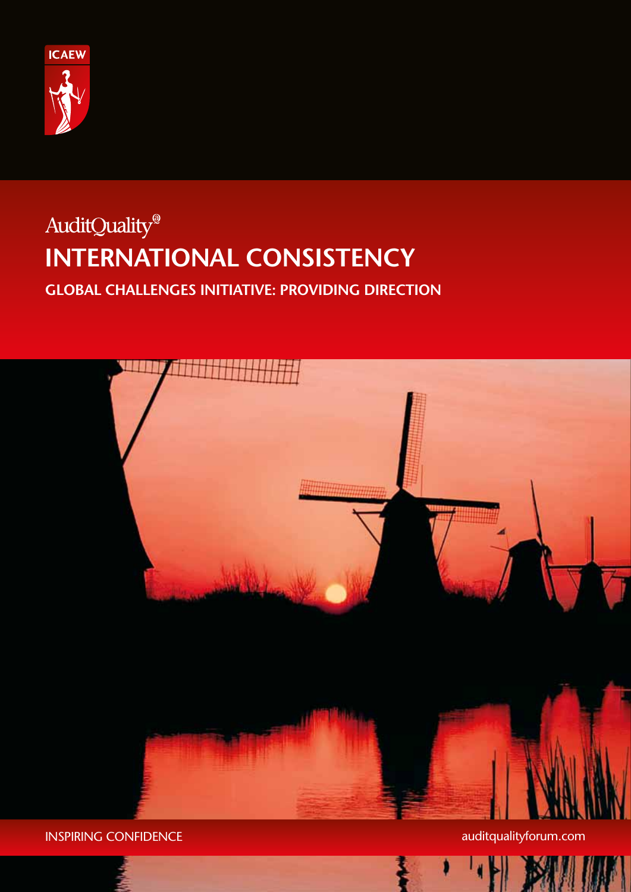ICAEW

AuditQuality®

# INTERNATIONAL CONSISTENCY

## GLOBAL CHALLENGES INITIATIVE: PROVIDING DIRECTION

INSPIRING CONFIDENCE

auditqualityforum.com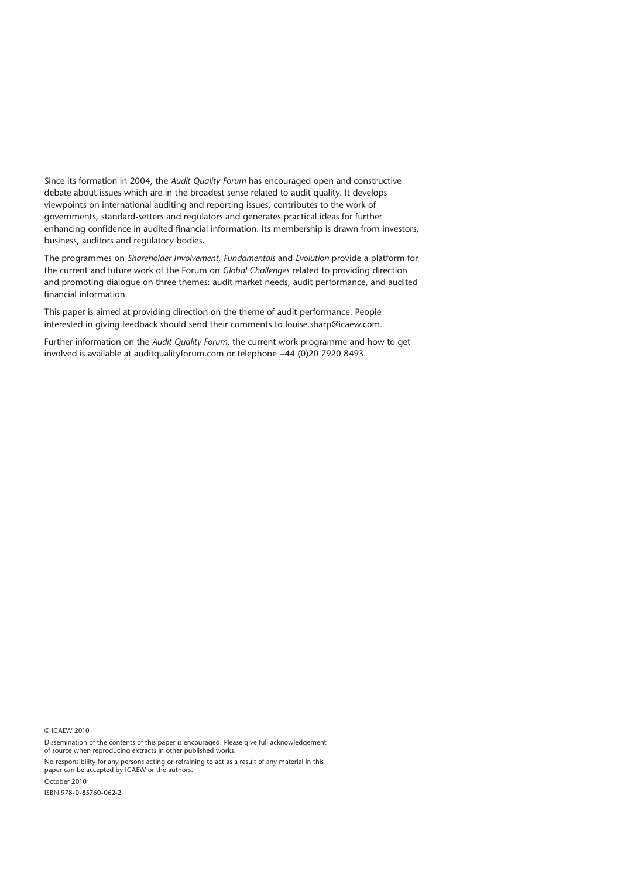Since its formation in 2004, the *Audit Quality Forum* has encouraged open and constructive debate about issues which are in the broadest sense related to audit quality. It develops viewpoints on international auditing and reporting issues, contributes to the work of governments, standard-setters and regulators and generates practical ideas for further enhancing confidence in audited financial information. Its membership is drawn from investors, business, auditors and regulatory bodies.

The programmes on *Shareholder Involvement, Fundamentals* and *Evolution* provide a platform for the current and future work of the Forum on *Global Challenges* related to providing direction and promoting dialogue on three themes: audit market needs, audit performance, and audited financial information.

This paper is aimed at providing direction on the theme of audit performance. People interested in giving feedback should send their comments to louise.sharp@icaew.com.

Further information on the *Audit Quality Forum*, the current work programme and how to get involved is available at auditqualityforum.com or telephone +44 (0)20 7920 8493.

© ICAEW 2010

Dissemination of the contents of this paper is encouraged. Please give full acknowledgement of source when reproducing extracts in other published works.

No responsibility for any persons acting or refraining to act as a result of any material in this paper can be accepted by ICAEW or the authors.

October 2010

ISBN 978-0-85760-062-2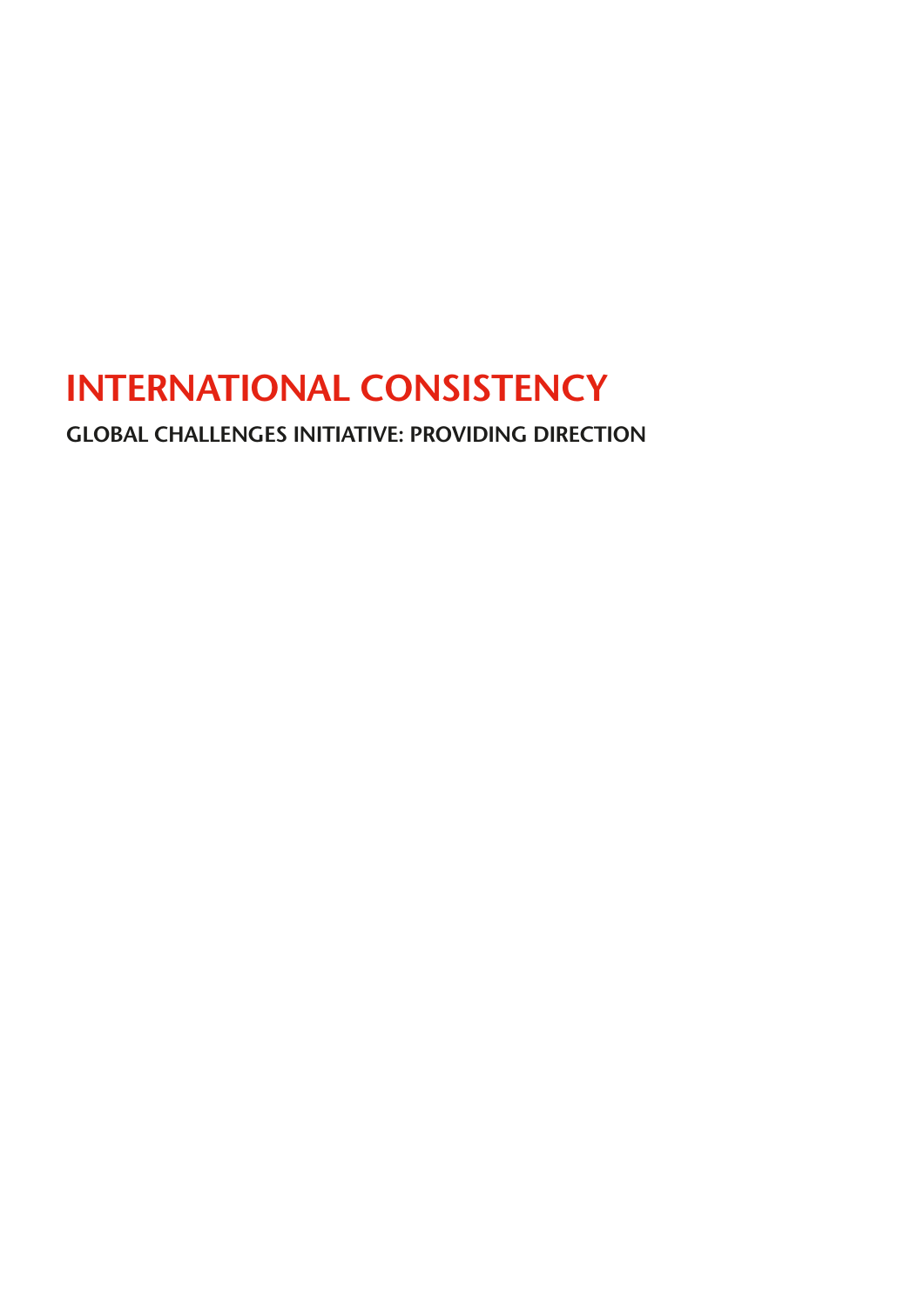# INTERNATIONAL CONSISTENCY

## GLOBAL CHALLENGES INITIATIVE: PROVIDING DIRECTION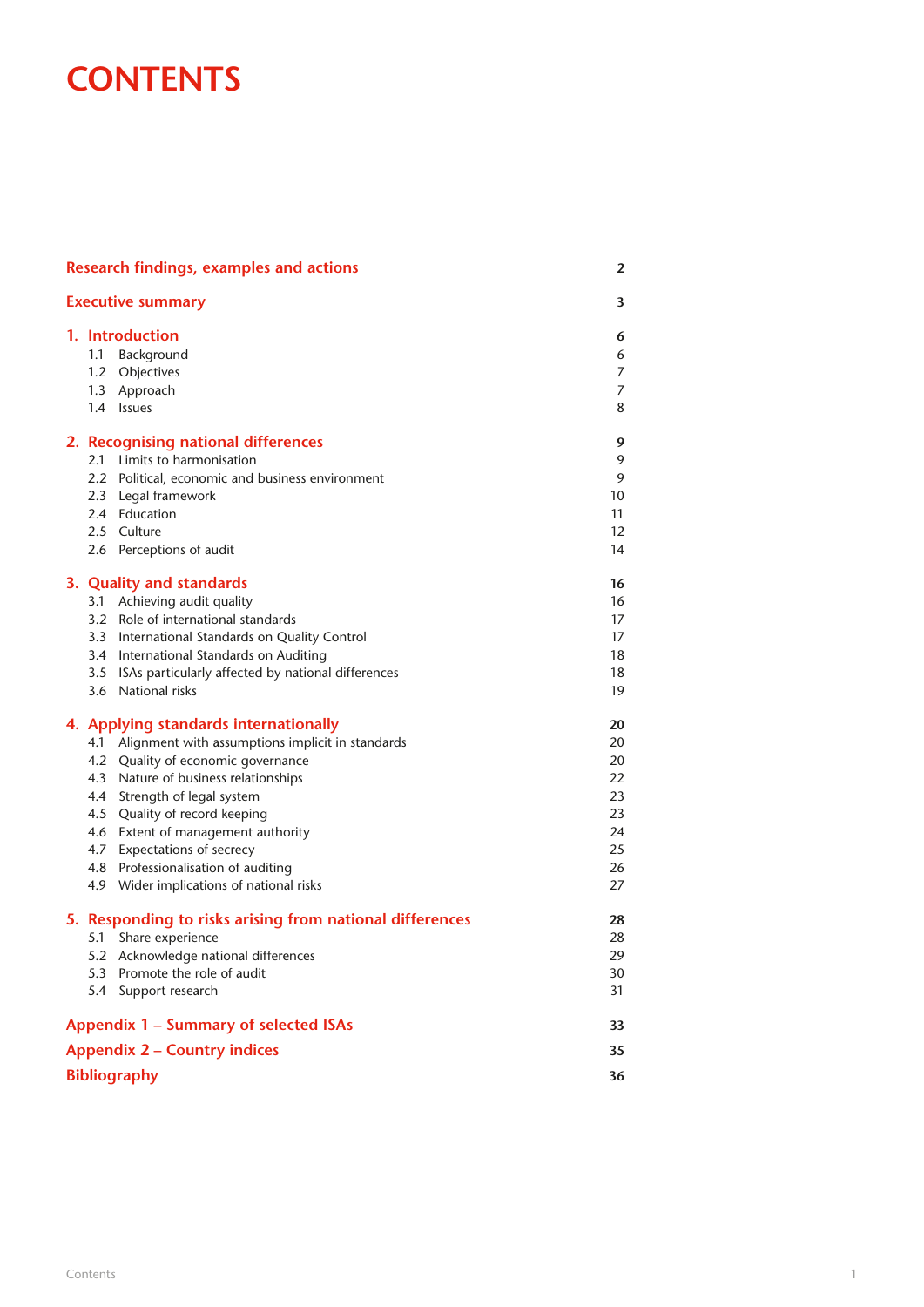# CONTENTS

| | |
|---|---|
| **Research findings, examples and actions** | **2** |
| **Executive summary** | **3** |
| **1. Introduction** | **6** |
| 1.1 Background | 6 |
| 1.2 Objectives | 7 |
| 1.3 Approach | 7 |
| 1.4 Issues | 8 |
| **2. Recognising national differences** | **9** |
| 2.1 Limits to harmonisation | 9 |
| 2.2 Political, economic and business environment | 9 |
| 2.3 Legal framework | 10 |
| 2.4 Education | 11 |
| 2.5 Culture | 12 |
| 2.6 Perceptions of audit | 14 |
| **3. Quality and standards** | **16** |
| 3.1 Achieving audit quality | 16 |
| 3.2 Role of international standards | 17 |
| 3.3 International Standards on Quality Control | 17 |
| 3.4 International Standards on Auditing | 18 |
| 3.5 ISAs particularly affected by national differences | 18 |
| 3.6 National risks | 19 |
| **4. Applying standards internationally** | **20** |
| 4.1 Alignment with assumptions implicit in standards | 20 |
| 4.2 Quality of economic governance | 20 |
| 4.3 Nature of business relationships | 22 |
| 4.4 Strength of legal system | 23 |
| 4.5 Quality of record keeping | 23 |
| 4.6 Extent of management authority | 24 |
| 4.7 Expectations of secrecy | 25 |
| 4.8 Professionalisation of auditing | 26 |
| 4.9 Wider implications of national risks | 27 |
| **5. Responding to risks arising from national differences** | **28** |
| 5.1 Share experience | 28 |
| 5.2 Acknowledge national differences | 29 |
| 5.3 Promote the role of audit | 30 |
| 5.4 Support research | 31 |
| **Appendix 1 – Summary of selected ISAs** | **33** |
| **Appendix 2 – Country indices** | **35** |
| **Bibliography** | **36** |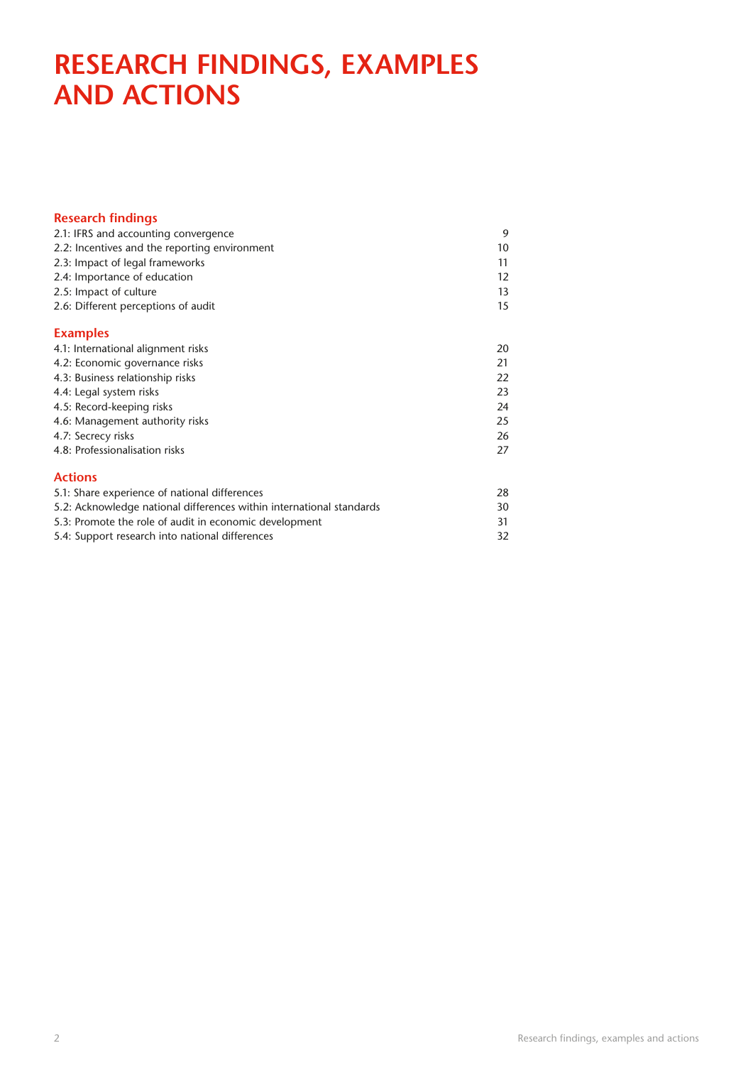# RESEARCH FINDINGS, EXAMPLES AND ACTIONS

## Research findings

| | |
|---|---|
| 2.1: IFRS and accounting convergence | 9 |
| 2.2: Incentives and the reporting environment | 10 |
| 2.3: Impact of legal frameworks | 11 |
| 2.4: Importance of education | 12 |
| 2.5: Impact of culture | 13 |
| 2.6: Different perceptions of audit | 15 |

## Examples

| | |
|---|---|
| 4.1: International alignment risks | 20 |
| 4.2: Economic governance risks | 21 |
| 4.3: Business relationship risks | 22 |
| 4.4: Legal system risks | 23 |
| 4.5: Record-keeping risks | 24 |
| 4.6: Management authority risks | 25 |
| 4.7: Secrecy risks | 26 |
| 4.8: Professionalisation risks | 27 |

## Actions

| | |
|---|---|
| 5.1: Share experience of national differences | 28 |
| 5.2: Acknowledge national differences within international standards | 30 |
| 5.3: Promote the role of audit in economic development | 31 |
| 5.4: Support research into national differences | 32 |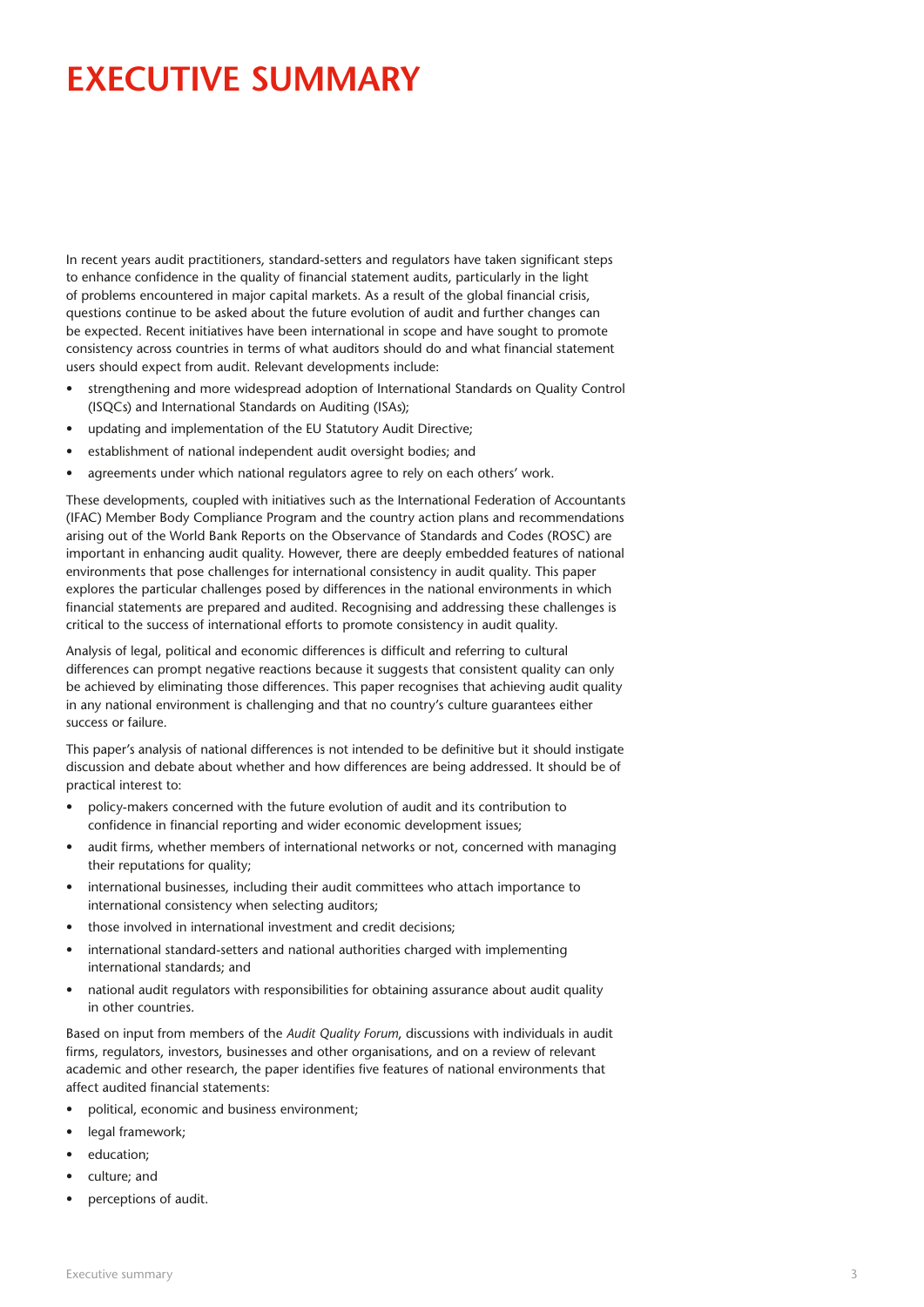# EXECUTIVE SUMMARY

In recent years audit practitioners, standard-setters and regulators have taken significant steps to enhance confidence in the quality of financial statement audits, particularly in the light of problems encountered in major capital markets. As a result of the global financial crisis, questions continue to be asked about the future evolution of audit and further changes can be expected. Recent initiatives have been international in scope and have sought to promote consistency across countries in terms of what auditors should do and what financial statement users should expect from audit. Relevant developments include:

- strengthening and more widespread adoption of International Standards on Quality Control (ISQCs) and International Standards on Auditing (ISAs);
- updating and implementation of the EU Statutory Audit Directive;
- establishment of national independent audit oversight bodies; and
- agreements under which national regulators agree to rely on each others' work.

These developments, coupled with initiatives such as the International Federation of Accountants (IFAC) Member Body Compliance Program and the country action plans and recommendations arising out of the World Bank Reports on the Observance of Standards and Codes (ROSC) are important in enhancing audit quality. However, there are deeply embedded features of national environments that pose challenges for international consistency in audit quality. This paper explores the particular challenges posed by differences in the national environments in which financial statements are prepared and audited. Recognising and addressing these challenges is critical to the success of international efforts to promote consistency in audit quality.

Analysis of legal, political and economic differences is difficult and referring to cultural differences can prompt negative reactions because it suggests that consistent quality can only be achieved by eliminating those differences. This paper recognises that achieving audit quality in any national environment is challenging and that no country's culture guarantees either success or failure.

This paper's analysis of national differences is not intended to be definitive but it should instigate discussion and debate about whether and how differences are being addressed. It should be of practical interest to:

- policy-makers concerned with the future evolution of audit and its contribution to confidence in financial reporting and wider economic development issues;
- audit firms, whether members of international networks or not, concerned with managing their reputations for quality;
- international businesses, including their audit committees who attach importance to international consistency when selecting auditors;
- those involved in international investment and credit decisions;
- international standard-setters and national authorities charged with implementing international standards; and
- national audit regulators with responsibilities for obtaining assurance about audit quality in other countries.

Based on input from members of the *Audit Quality Forum*, discussions with individuals in audit firms, regulators, investors, businesses and other organisations, and on a review of relevant academic and other research, the paper identifies five features of national environments that affect audited financial statements:

- political, economic and business environment;
- legal framework;
- education;
- culture; and
- perceptions of audit.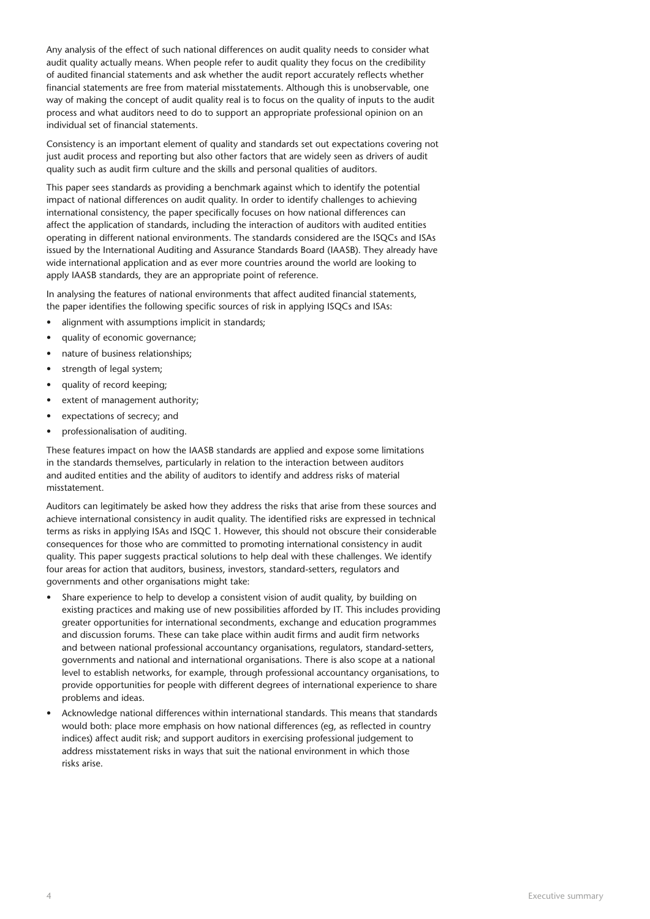Any analysis of the effect of such national differences on audit quality needs to consider what audit quality actually means. When people refer to audit quality they focus on the credibility of audited financial statements and ask whether the audit report accurately reflects whether financial statements are free from material misstatements. Although this is unobservable, one way of making the concept of audit quality real is to focus on the quality of inputs to the audit process and what auditors need to do to support an appropriate professional opinion on an individual set of financial statements.

Consistency is an important element of quality and standards set out expectations covering not just audit process and reporting but also other factors that are widely seen as drivers of audit quality such as audit firm culture and the skills and personal qualities of auditors.

This paper sees standards as providing a benchmark against which to identify the potential impact of national differences on audit quality. In order to identify challenges to achieving international consistency, the paper specifically focuses on how national differences can affect the application of standards, including the interaction of auditors with audited entities operating in different national environments. The standards considered are the ISQCs and ISAs issued by the International Auditing and Assurance Standards Board (IAASB). They already have wide international application and as ever more countries around the world are looking to apply IAASB standards, they are an appropriate point of reference.

In analysing the features of national environments that affect audited financial statements, the paper identifies the following specific sources of risk in applying ISQCs and ISAs:

- alignment with assumptions implicit in standards;
- quality of economic governance;
- nature of business relationships;
- strength of legal system;
- quality of record keeping;
- extent of management authority;
- expectations of secrecy; and
- professionalisation of auditing.

These features impact on how the IAASB standards are applied and expose some limitations in the standards themselves, particularly in relation to the interaction between auditors and audited entities and the ability of auditors to identify and address risks of material misstatement.

Auditors can legitimately be asked how they address the risks that arise from these sources and achieve international consistency in audit quality. The identified risks are expressed in technical terms as risks in applying ISAs and ISQC 1. However, this should not obscure their considerable consequences for those who are committed to promoting international consistency in audit quality. This paper suggests practical solutions to help deal with these challenges. We identify four areas for action that auditors, business, investors, standard-setters, regulators and governments and other organisations might take:

- Share experience to help to develop a consistent vision of audit quality, by building on existing practices and making use of new possibilities afforded by IT. This includes providing greater opportunities for international secondments, exchange and education programmes and discussion forums. These can take place within audit firms and audit firm networks and between national professional accountancy organisations, regulators, standard-setters, governments and national and international organisations. There is also scope at a national level to establish networks, for example, through professional accountancy organisations, to provide opportunities for people with different degrees of international experience to share problems and ideas.
- Acknowledge national differences within international standards. This means that standards would both: place more emphasis on how national differences (eg, as reflected in country indices) affect audit risk; and support auditors in exercising professional judgement to address misstatement risks in ways that suit the national environment in which those risks arise.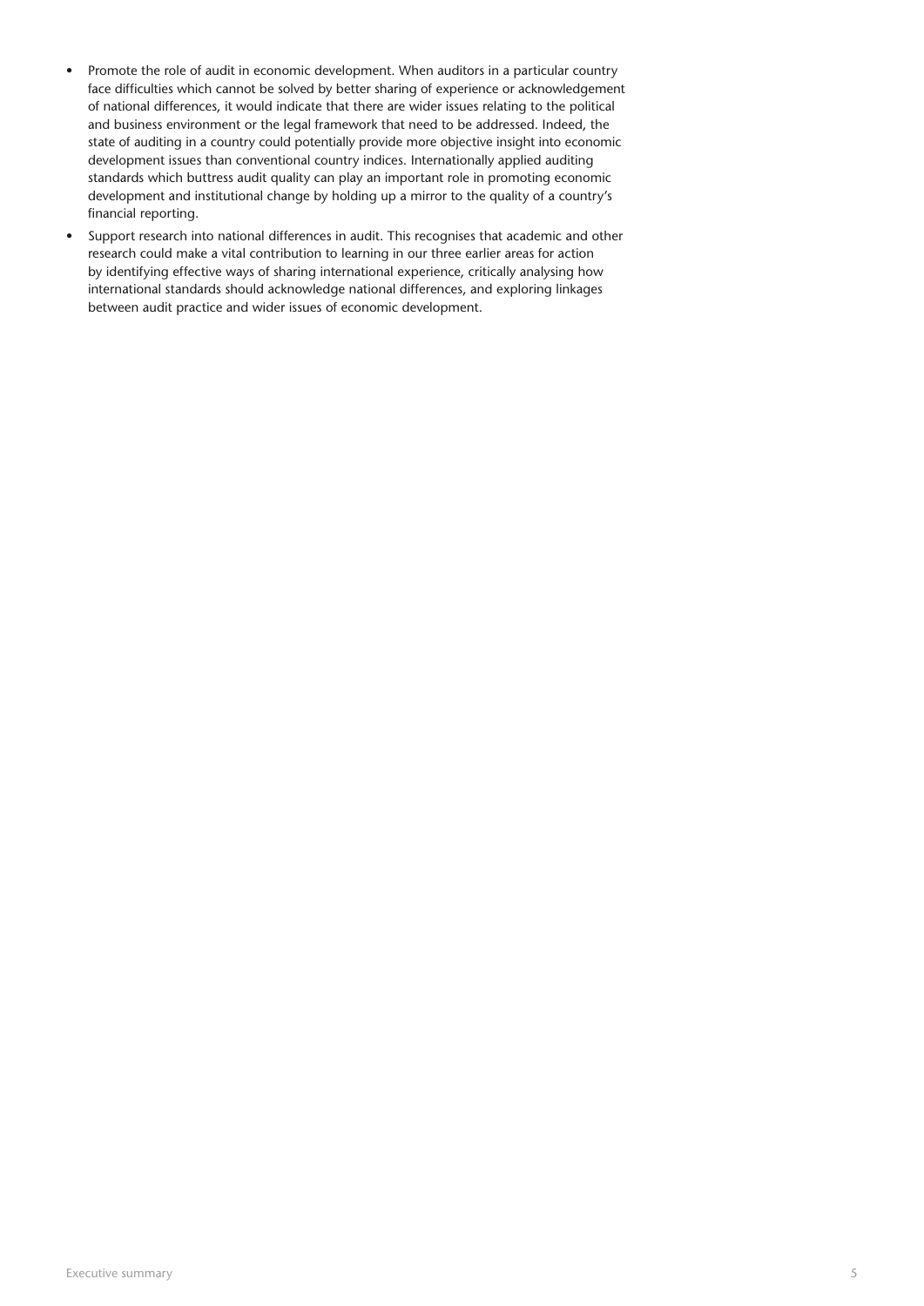- Promote the role of audit in economic development. When auditors in a particular country face difficulties which cannot be solved by better sharing of experience or acknowledgement of national differences, it would indicate that there are wider issues relating to the political and business environment or the legal framework that need to be addressed. Indeed, the state of auditing in a country could potentially provide more objective insight into economic development issues than conventional country indices. Internationally applied auditing standards which buttress audit quality can play an important role in promoting economic development and institutional change by holding up a mirror to the quality of a country's financial reporting.
- Support research into national differences in audit. This recognises that academic and other research could make a vital contribution to learning in our three earlier areas for action by identifying effective ways of sharing international experience, critically analysing how international standards should acknowledge national differences, and exploring linkages between audit practice and wider issues of economic development.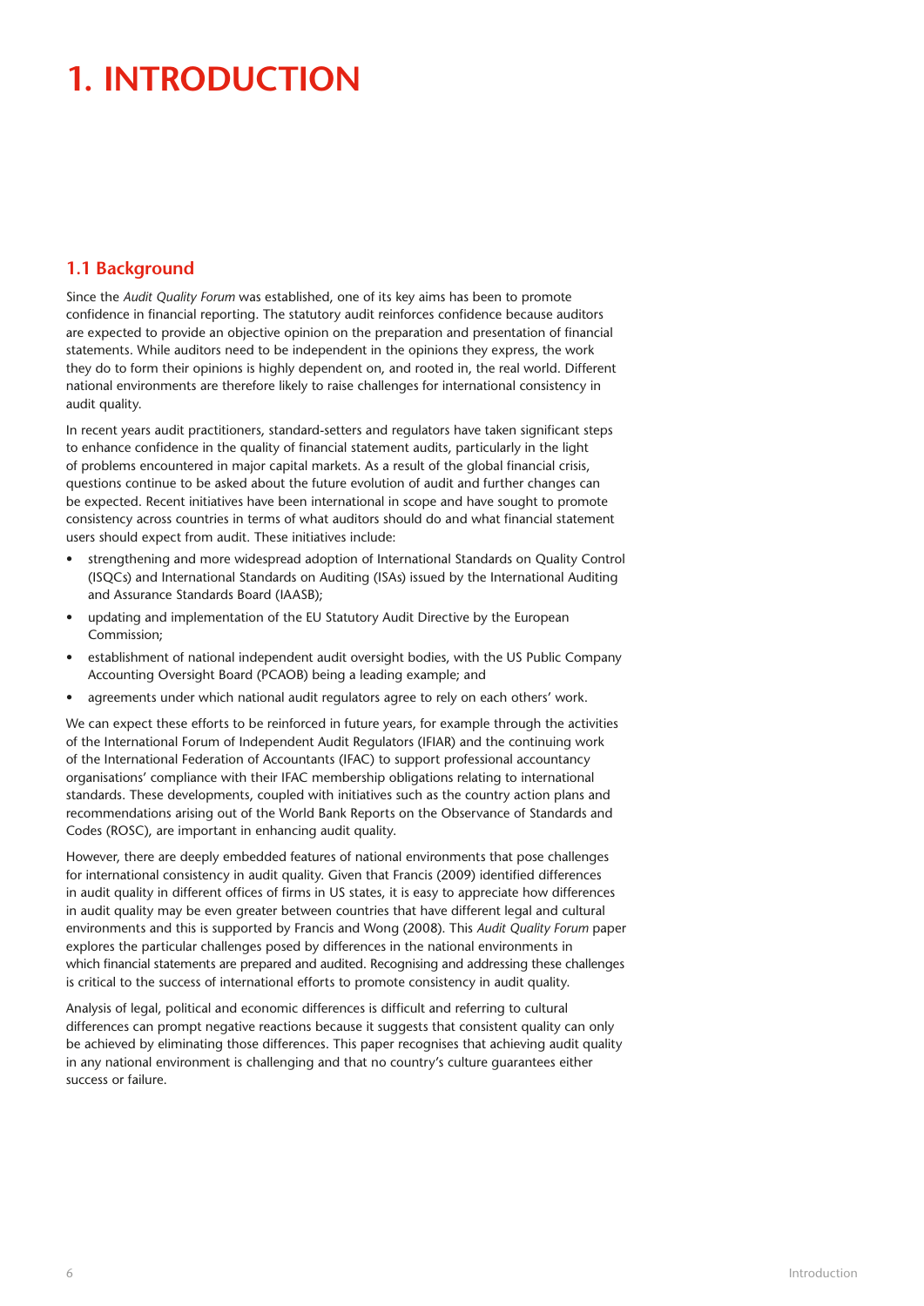# 1. INTRODUCTION

## 1.1 Background

Since the *Audit Quality Forum* was established, one of its key aims has been to promote confidence in financial reporting. The statutory audit reinforces confidence because auditors are expected to provide an objective opinion on the preparation and presentation of financial statements. While auditors need to be independent in the opinions they express, the work they do to form their opinions is highly dependent on, and rooted in, the real world. Different national environments are therefore likely to raise challenges for international consistency in audit quality.

In recent years audit practitioners, standard-setters and regulators have taken significant steps to enhance confidence in the quality of financial statement audits, particularly in the light of problems encountered in major capital markets. As a result of the global financial crisis, questions continue to be asked about the future evolution of audit and further changes can be expected. Recent initiatives have been international in scope and have sought to promote consistency across countries in terms of what auditors should do and what financial statement users should expect from audit. These initiatives include:

- strengthening and more widespread adoption of International Standards on Quality Control (ISQCs) and International Standards on Auditing (ISAs) issued by the International Auditing and Assurance Standards Board (IAASB);
- updating and implementation of the EU Statutory Audit Directive by the European Commission;
- establishment of national independent audit oversight bodies, with the US Public Company Accounting Oversight Board (PCAOB) being a leading example; and
- agreements under which national audit regulators agree to rely on each others' work.

We can expect these efforts to be reinforced in future years, for example through the activities of the International Forum of Independent Audit Regulators (IFIAR) and the continuing work of the International Federation of Accountants (IFAC) to support professional accountancy organisations' compliance with their IFAC membership obligations relating to international standards. These developments, coupled with initiatives such as the country action plans and recommendations arising out of the World Bank Reports on the Observance of Standards and Codes (ROSC), are important in enhancing audit quality.

However, there are deeply embedded features of national environments that pose challenges for international consistency in audit quality. Given that Francis (2009) identified differences in audit quality in different offices of firms in US states, it is easy to appreciate how differences in audit quality may be even greater between countries that have different legal and cultural environments and this is supported by Francis and Wong (2008). This *Audit Quality Forum* paper explores the particular challenges posed by differences in the national environments in which financial statements are prepared and audited. Recognising and addressing these challenges is critical to the success of international efforts to promote consistency in audit quality.

Analysis of legal, political and economic differences is difficult and referring to cultural differences can prompt negative reactions because it suggests that consistent quality can only be achieved by eliminating those differences. This paper recognises that achieving audit quality in any national environment is challenging and that no country's culture guarantees either success or failure.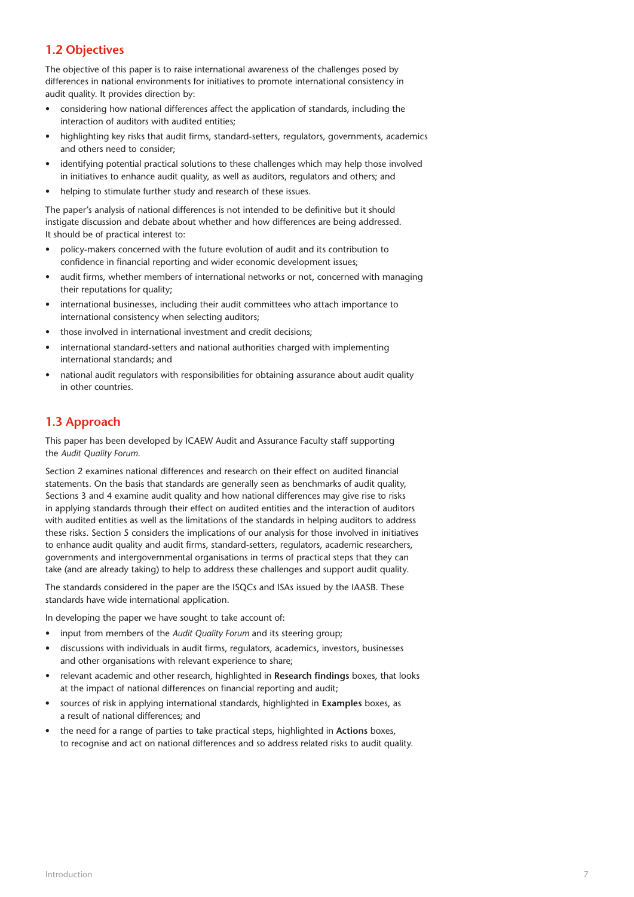## 1.2 Objectives

The objective of this paper is to raise international awareness of the challenges posed by differences in national environments for initiatives to promote international consistency in audit quality. It provides direction by:

- considering how national differences affect the application of standards, including the interaction of auditors with audited entities;
- highlighting key risks that audit firms, standard-setters, regulators, governments, academics and others need to consider;
- identifying potential practical solutions to these challenges which may help those involved in initiatives to enhance audit quality, as well as auditors, regulators and others; and
- helping to stimulate further study and research of these issues.

The paper's analysis of national differences is not intended to be definitive but it should instigate discussion and debate about whether and how differences are being addressed. It should be of practical interest to:

- policy-makers concerned with the future evolution of audit and its contribution to confidence in financial reporting and wider economic development issues;
- audit firms, whether members of international networks or not, concerned with managing their reputations for quality;
- international businesses, including their audit committees who attach importance to international consistency when selecting auditors;
- those involved in international investment and credit decisions;
- international standard-setters and national authorities charged with implementing international standards; and
- national audit regulators with responsibilities for obtaining assurance about audit quality in other countries.

## 1.3 Approach

This paper has been developed by ICAEW Audit and Assurance Faculty staff supporting the *Audit Quality Forum*.

Section 2 examines national differences and research on their effect on audited financial statements. On the basis that standards are generally seen as benchmarks of audit quality, Sections 3 and 4 examine audit quality and how national differences may give rise to risks in applying standards through their effect on audited entities and the interaction of auditors with audited entities as well as the limitations of the standards in helping auditors to address these risks. Section 5 considers the implications of our analysis for those involved in initiatives to enhance audit quality and audit firms, standard-setters, regulators, academic researchers, governments and intergovernmental organisations in terms of practical steps that they can take (and are already taking) to help to address these challenges and support audit quality.

The standards considered in the paper are the ISQCs and ISAs issued by the IAASB. These standards have wide international application.

In developing the paper we have sought to take account of:

- input from members of the *Audit Quality Forum* and its steering group;
- discussions with individuals in audit firms, regulators, academics, investors, businesses and other organisations with relevant experience to share;
- relevant academic and other research, highlighted in **Research findings** boxes, that looks at the impact of national differences on financial reporting and audit;
- sources of risk in applying international standards, highlighted in **Examples** boxes, as a result of national differences; and
- the need for a range of parties to take practical steps, highlighted in **Actions** boxes, to recognise and act on national differences and so address related risks to audit quality.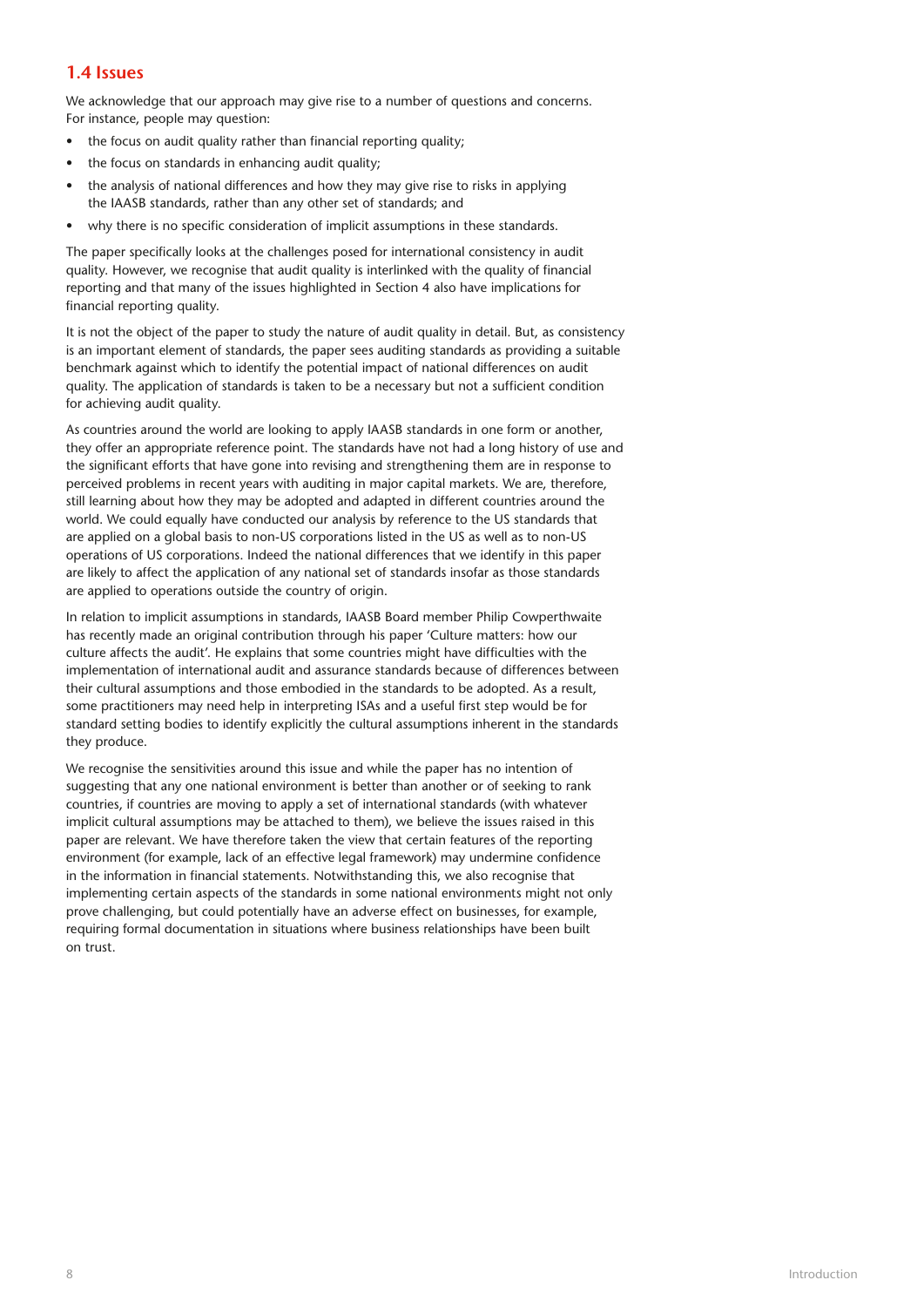## 1.4 Issues

We acknowledge that our approach may give rise to a number of questions and concerns. For instance, people may question:

- the focus on audit quality rather than financial reporting quality;
- the focus on standards in enhancing audit quality;
- the analysis of national differences and how they may give rise to risks in applying the IAASB standards, rather than any other set of standards; and
- why there is no specific consideration of implicit assumptions in these standards.

The paper specifically looks at the challenges posed for international consistency in audit quality. However, we recognise that audit quality is interlinked with the quality of financial reporting and that many of the issues highlighted in Section 4 also have implications for financial reporting quality.

It is not the object of the paper to study the nature of audit quality in detail. But, as consistency is an important element of standards, the paper sees auditing standards as providing a suitable benchmark against which to identify the potential impact of national differences on audit quality. The application of standards is taken to be a necessary but not a sufficient condition for achieving audit quality.

As countries around the world are looking to apply IAASB standards in one form or another, they offer an appropriate reference point. The standards have not had a long history of use and the significant efforts that have gone into revising and strengthening them are in response to perceived problems in recent years with auditing in major capital markets. We are, therefore, still learning about how they may be adopted and adapted in different countries around the world. We could equally have conducted our analysis by reference to the US standards that are applied on a global basis to non-US corporations listed in the US as well as to non-US operations of US corporations. Indeed the national differences that we identify in this paper are likely to affect the application of any national set of standards insofar as those standards are applied to operations outside the country of origin.

In relation to implicit assumptions in standards, IAASB Board member Philip Cowperthwaite has recently made an original contribution through his paper 'Culture matters: how our culture affects the audit'. He explains that some countries might have difficulties with the implementation of international audit and assurance standards because of differences between their cultural assumptions and those embodied in the standards to be adopted. As a result, some practitioners may need help in interpreting ISAs and a useful first step would be for standard setting bodies to identify explicitly the cultural assumptions inherent in the standards they produce.

We recognise the sensitivities around this issue and while the paper has no intention of suggesting that any one national environment is better than another or of seeking to rank countries, if countries are moving to apply a set of international standards (with whatever implicit cultural assumptions may be attached to them), we believe the issues raised in this paper are relevant. We have therefore taken the view that certain features of the reporting environment (for example, lack of an effective legal framework) may undermine confidence in the information in financial statements. Notwithstanding this, we also recognise that implementing certain aspects of the standards in some national environments might not only prove challenging, but could potentially have an adverse effect on businesses, for example, requiring formal documentation in situations where business relationships have been built on trust.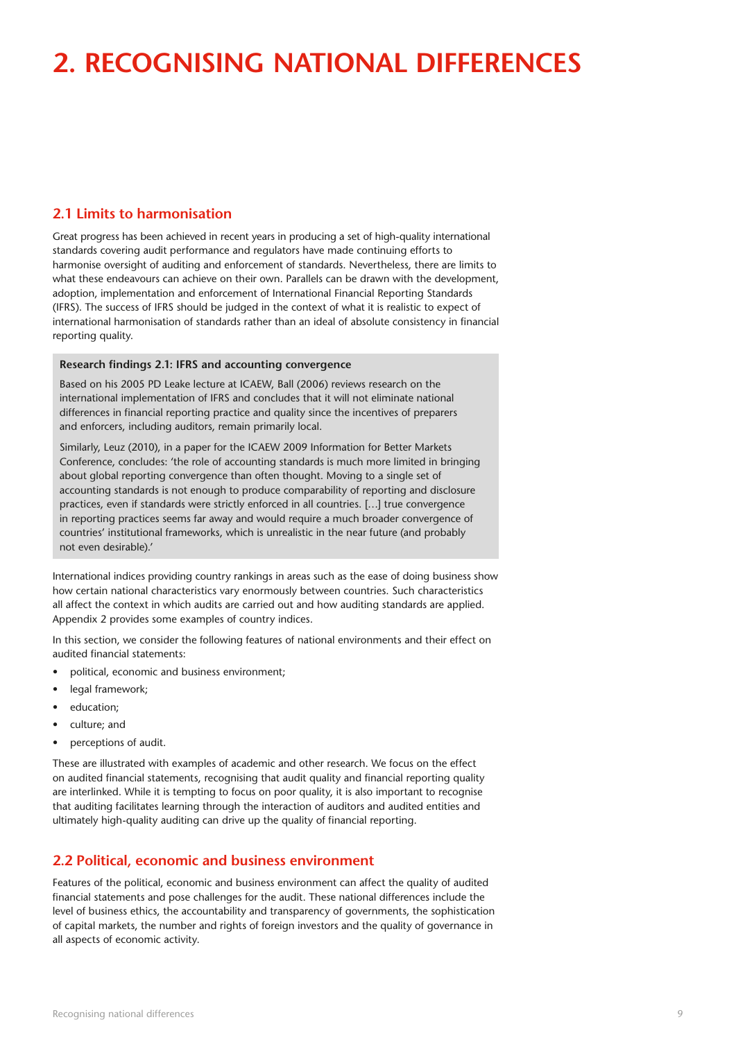# 2. RECOGNISING NATIONAL DIFFERENCES

## 2.1 Limits to harmonisation

Great progress has been achieved in recent years in producing a set of high-quality international standards covering audit performance and regulators have made continuing efforts to harmonise oversight of auditing and enforcement of standards. Nevertheless, there are limits to what these endeavours can achieve on their own. Parallels can be drawn with the development, adoption, implementation and enforcement of International Financial Reporting Standards (IFRS). The success of IFRS should be judged in the context of what it is realistic to expect of international harmonisation of standards rather than an ideal of absolute consistency in financial reporting quality.

> **Research findings 2.1: IFRS and accounting convergence**
>
> Based on his 2005 PD Leake lecture at ICAEW, Ball (2006) reviews research on the international implementation of IFRS and concludes that it will not eliminate national differences in financial reporting practice and quality since the incentives of preparers and enforcers, including auditors, remain primarily local.
>
> Similarly, Leuz (2010), in a paper for the ICAEW 2009 Information for Better Markets Conference, concludes: 'the role of accounting standards is much more limited in bringing about global reporting convergence than often thought. Moving to a single set of accounting standards is not enough to produce comparability of reporting and disclosure practices, even if standards were strictly enforced in all countries. […] true convergence in reporting practices seems far away and would require a much broader convergence of countries' institutional frameworks, which is unrealistic in the near future (and probably not even desirable).'

International indices providing country rankings in areas such as the ease of doing business show how certain national characteristics vary enormously between countries. Such characteristics all affect the context in which audits are carried out and how auditing standards are applied. Appendix 2 provides some examples of country indices.

In this section, we consider the following features of national environments and their effect on audited financial statements:

- political, economic and business environment;
- legal framework;
- education;
- culture; and
- perceptions of audit.

These are illustrated with examples of academic and other research. We focus on the effect on audited financial statements, recognising that audit quality and financial reporting quality are interlinked. While it is tempting to focus on poor quality, it is also important to recognise that auditing facilitates learning through the interaction of auditors and audited entities and ultimately high-quality auditing can drive up the quality of financial reporting.

## 2.2 Political, economic and business environment

Features of the political, economic and business environment can affect the quality of audited financial statements and pose challenges for the audit. These national differences include the level of business ethics, the accountability and transparency of governments, the sophistication of capital markets, the number and rights of foreign investors and the quality of governance in all aspects of economic activity.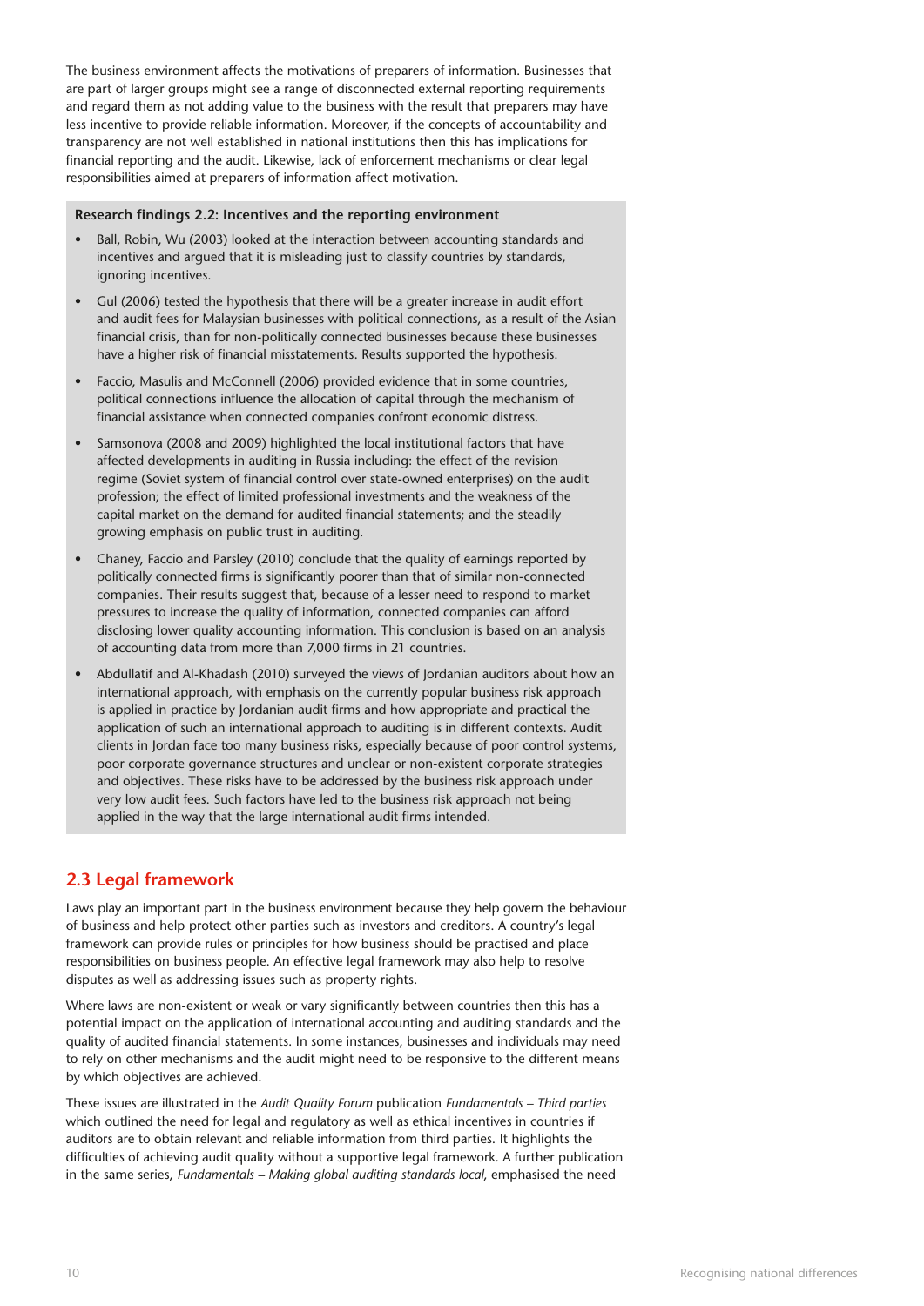The business environment affects the motivations of preparers of information. Businesses that are part of larger groups might see a range of disconnected external reporting requirements and regard them as not adding value to the business with the result that preparers may have less incentive to provide reliable information. Moreover, if the concepts of accountability and transparency are not well established in national institutions then this has implications for financial reporting and the audit. Likewise, lack of enforcement mechanisms or clear legal responsibilities aimed at preparers of information affect motivation.

**Research findings 2.2: Incentives and the reporting environment**

- Ball, Robin, Wu (2003) looked at the interaction between accounting standards and incentives and argued that it is misleading just to classify countries by standards, ignoring incentives.
- Gul (2006) tested the hypothesis that there will be a greater increase in audit effort and audit fees for Malaysian businesses with political connections, as a result of the Asian financial crisis, than for non-politically connected businesses because these businesses have a higher risk of financial misstatements. Results supported the hypothesis.
- Faccio, Masulis and McConnell (2006) provided evidence that in some countries, political connections influence the allocation of capital through the mechanism of financial assistance when connected companies confront economic distress.
- Samsonova (2008 and 2009) highlighted the local institutional factors that have affected developments in auditing in Russia including: the effect of the revision regime (Soviet system of financial control over state-owned enterprises) on the audit profession; the effect of limited professional investments and the weakness of the capital market on the demand for audited financial statements; and the steadily growing emphasis on public trust in auditing.
- Chaney, Faccio and Parsley (2010) conclude that the quality of earnings reported by politically connected firms is significantly poorer than that of similar non-connected companies. Their results suggest that, because of a lesser need to respond to market pressures to increase the quality of information, connected companies can afford disclosing lower quality accounting information. This conclusion is based on an analysis of accounting data from more than 7,000 firms in 21 countries.
- Abdullatif and Al-Khadash (2010) surveyed the views of Jordanian auditors about how an international approach, with emphasis on the currently popular business risk approach is applied in practice by Jordanian audit firms and how appropriate and practical the application of such an international approach to auditing is in different contexts. Audit clients in Jordan face too many business risks, especially because of poor control systems, poor corporate governance structures and unclear or non-existent corporate strategies and objectives. These risks have to be addressed by the business risk approach under very low audit fees. Such factors have led to the business risk approach not being applied in the way that the large international audit firms intended.

## 2.3 Legal framework

Laws play an important part in the business environment because they help govern the behaviour of business and help protect other parties such as investors and creditors. A country's legal framework can provide rules or principles for how business should be practised and place responsibilities on business people. An effective legal framework may also help to resolve disputes as well as addressing issues such as property rights.

Where laws are non-existent or weak or vary significantly between countries then this has a potential impact on the application of international accounting and auditing standards and the quality of audited financial statements. In some instances, businesses and individuals may need to rely on other mechanisms and the audit might need to be responsive to the different means by which objectives are achieved.

These issues are illustrated in the *Audit Quality Forum* publication *Fundamentals – Third parties* which outlined the need for legal and regulatory as well as ethical incentives in countries if auditors are to obtain relevant and reliable information from third parties. It highlights the difficulties of achieving audit quality without a supportive legal framework. A further publication in the same series, *Fundamentals – Making global auditing standards local,* emphasised the need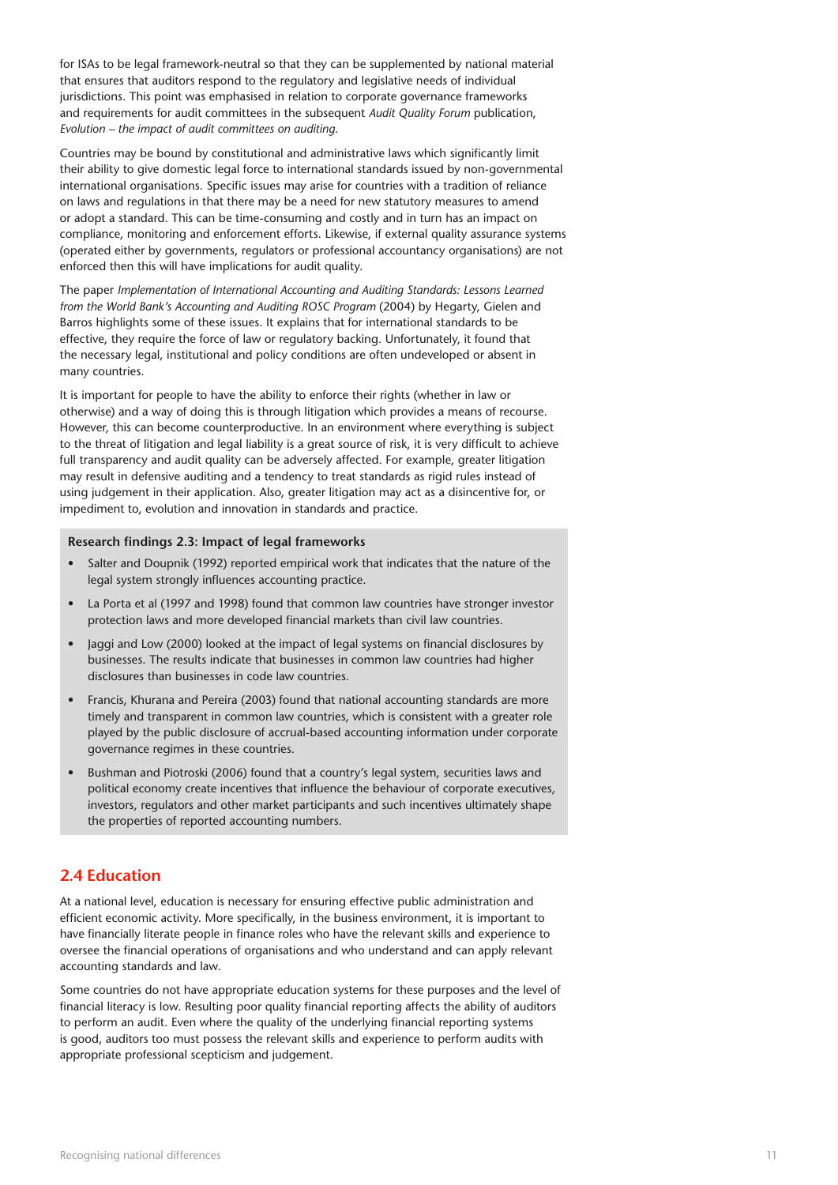for ISAs to be legal framework-neutral so that they can be supplemented by national material that ensures that auditors respond to the regulatory and legislative needs of individual jurisdictions. This point was emphasised in relation to corporate governance frameworks and requirements for audit committees in the subsequent *Audit Quality Forum* publication, *Evolution – the impact of audit committees on auditing*.

Countries may be bound by constitutional and administrative laws which significantly limit their ability to give domestic legal force to international standards issued by non-governmental international organisations. Specific issues may arise for countries with a tradition of reliance on laws and regulations in that there may be a need for new statutory measures to amend or adopt a standard. This can be time-consuming and costly and in turn has an impact on compliance, monitoring and enforcement efforts. Likewise, if external quality assurance systems (operated either by governments, regulators or professional accountancy organisations) are not enforced then this will have implications for audit quality.

The paper *Implementation of International Accounting and Auditing Standards: Lessons Learned from the World Bank's Accounting and Auditing ROSC Program* (2004) by Hegarty, Gielen and Barros highlights some of these issues. It explains that for international standards to be effective, they require the force of law or regulatory backing. Unfortunately, it found that the necessary legal, institutional and policy conditions are often undeveloped or absent in many countries.

It is important for people to have the ability to enforce their rights (whether in law or otherwise) and a way of doing this is through litigation which provides a means of recourse. However, this can become counterproductive. In an environment where everything is subject to the threat of litigation and legal liability is a great source of risk, it is very difficult to achieve full transparency and audit quality can be adversely affected. For example, greater litigation may result in defensive auditing and a tendency to treat standards as rigid rules instead of using judgement in their application. Also, greater litigation may act as a disincentive for, or impediment to, evolution and innovation in standards and practice.

**Research findings 2.3: Impact of legal frameworks**

- Salter and Doupnik (1992) reported empirical work that indicates that the nature of the legal system strongly influences accounting practice.
- La Porta et al (1997 and 1998) found that common law countries have stronger investor protection laws and more developed financial markets than civil law countries.
- Jaggi and Low (2000) looked at the impact of legal systems on financial disclosures by businesses. The results indicate that businesses in common law countries had higher disclosures than businesses in code law countries.
- Francis, Khurana and Pereira (2003) found that national accounting standards are more timely and transparent in common law countries, which is consistent with a greater role played by the public disclosure of accrual-based accounting information under corporate governance regimes in these countries.
- Bushman and Piotroski (2006) found that a country's legal system, securities laws and political economy create incentives that influence the behaviour of corporate executives, investors, regulators and other market participants and such incentives ultimately shape the properties of reported accounting numbers.

## 2.4 Education

At a national level, education is necessary for ensuring effective public administration and efficient economic activity. More specifically, in the business environment, it is important to have financially literate people in finance roles who have the relevant skills and experience to oversee the financial operations of organisations and who understand and can apply relevant accounting standards and law.

Some countries do not have appropriate education systems for these purposes and the level of financial literacy is low. Resulting poor quality financial reporting affects the ability of auditors to perform an audit. Even where the quality of the underlying financial reporting systems is good, auditors too must possess the relevant skills and experience to perform audits with appropriate professional scepticism and judgement.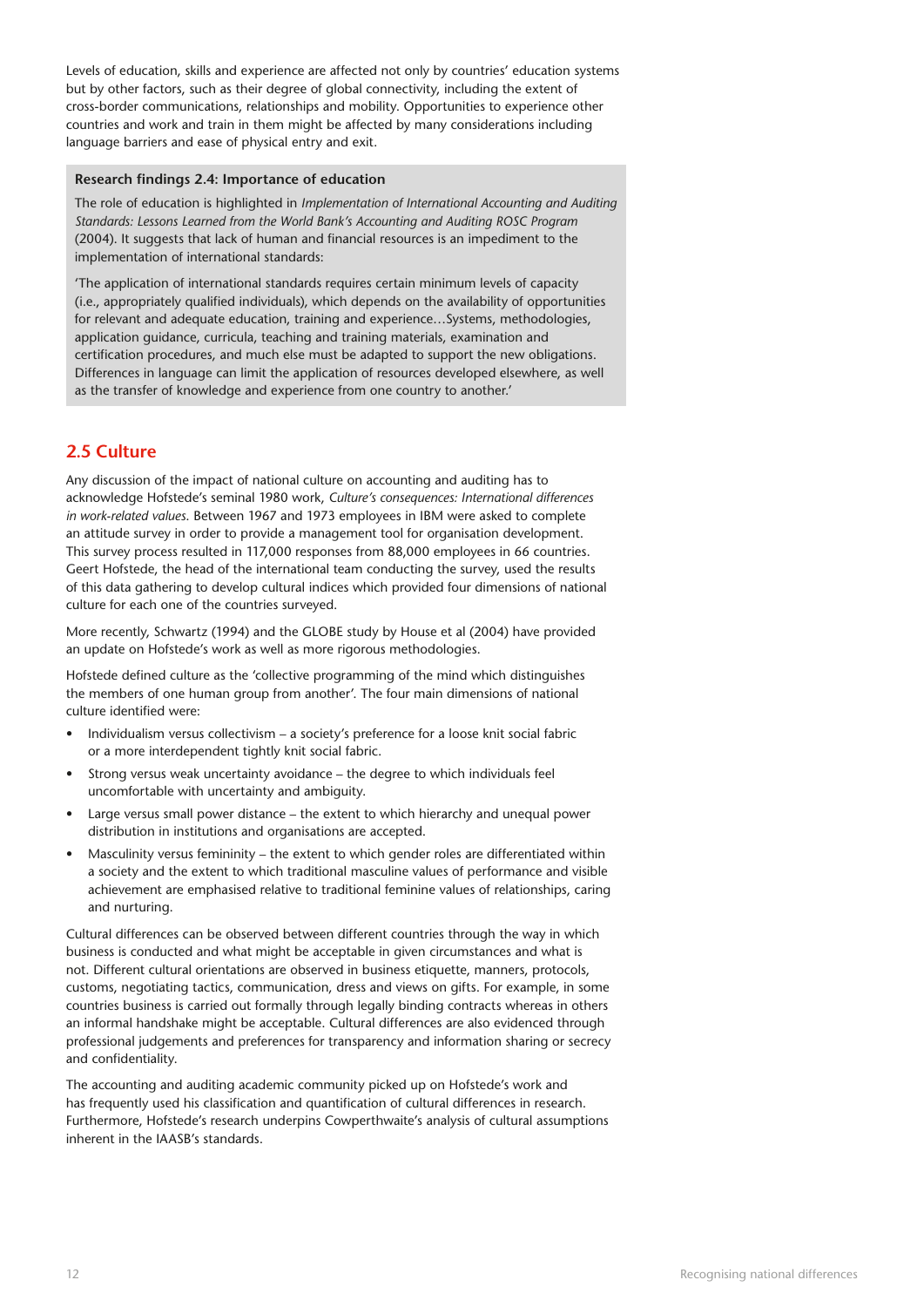Levels of education, skills and experience are affected not only by countries' education systems but by other factors, such as their degree of global connectivity, including the extent of cross-border communications, relationships and mobility. Opportunities to experience other countries and work and train in them might be affected by many considerations including language barriers and ease of physical entry and exit.

**Research findings 2.4: Importance of education**

The role of education is highlighted in *Implementation of International Accounting and Auditing Standards: Lessons Learned from the World Bank's Accounting and Auditing ROSC Program* (2004). It suggests that lack of human and financial resources is an impediment to the implementation of international standards:

'The application of international standards requires certain minimum levels of capacity (i.e., appropriately qualified individuals), which depends on the availability of opportunities for relevant and adequate education, training and experience…Systems, methodologies, application guidance, curricula, teaching and training materials, examination and certification procedures, and much else must be adapted to support the new obligations. Differences in language can limit the application of resources developed elsewhere, as well as the transfer of knowledge and experience from one country to another.'

## 2.5 Culture

Any discussion of the impact of national culture on accounting and auditing has to acknowledge Hofstede's seminal 1980 work, *Culture's consequences: International differences in work-related values.* Between 1967 and 1973 employees in IBM were asked to complete an attitude survey in order to provide a management tool for organisation development. This survey process resulted in 117,000 responses from 88,000 employees in 66 countries. Geert Hofstede, the head of the international team conducting the survey, used the results of this data gathering to develop cultural indices which provided four dimensions of national culture for each one of the countries surveyed.

More recently, Schwartz (1994) and the GLOBE study by House et al (2004) have provided an update on Hofstede's work as well as more rigorous methodologies.

Hofstede defined culture as the 'collective programming of the mind which distinguishes the members of one human group from another'. The four main dimensions of national culture identified were:

- Individualism versus collectivism – a society's preference for a loose knit social fabric or a more interdependent tightly knit social fabric.
- Strong versus weak uncertainty avoidance – the degree to which individuals feel uncomfortable with uncertainty and ambiguity.
- Large versus small power distance – the extent to which hierarchy and unequal power distribution in institutions and organisations are accepted.
- Masculinity versus femininity – the extent to which gender roles are differentiated within a society and the extent to which traditional masculine values of performance and visible achievement are emphasised relative to traditional feminine values of relationships, caring and nurturing.

Cultural differences can be observed between different countries through the way in which business is conducted and what might be acceptable in given circumstances and what is not. Different cultural orientations are observed in business etiquette, manners, protocols, customs, negotiating tactics, communication, dress and views on gifts. For example, in some countries business is carried out formally through legally binding contracts whereas in others an informal handshake might be acceptable. Cultural differences are also evidenced through professional judgements and preferences for transparency and information sharing or secrecy and confidentiality.

The accounting and auditing academic community picked up on Hofstede's work and has frequently used his classification and quantification of cultural differences in research. Furthermore, Hofstede's research underpins Cowperthwaite's analysis of cultural assumptions inherent in the IAASB's standards.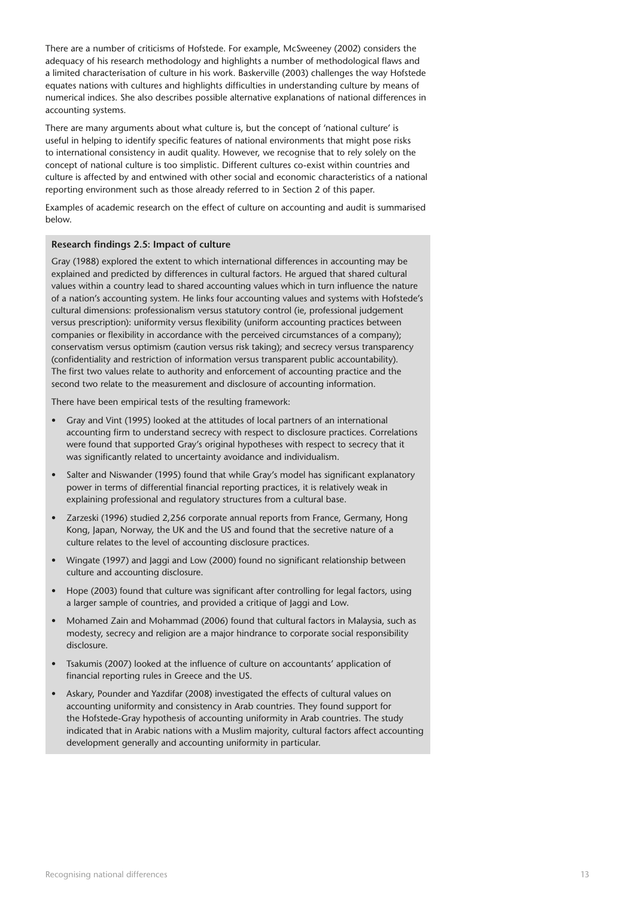There are a number of criticisms of Hofstede. For example, McSweeney (2002) considers the adequacy of his research methodology and highlights a number of methodological flaws and a limited characterisation of culture in his work. Baskerville (2003) challenges the way Hofstede equates nations with cultures and highlights difficulties in understanding culture by means of numerical indices. She also describes possible alternative explanations of national differences in accounting systems.

There are many arguments about what culture is, but the concept of 'national culture' is useful in helping to identify specific features of national environments that might pose risks to international consistency in audit quality. However, we recognise that to rely solely on the concept of national culture is too simplistic. Different cultures co-exist within countries and culture is affected by and entwined with other social and economic characteristics of a national reporting environment such as those already referred to in Section 2 of this paper.

Examples of academic research on the effect of culture on accounting and audit is summarised below.

**Research findings 2.5: Impact of culture**

Gray (1988) explored the extent to which international differences in accounting may be explained and predicted by differences in cultural factors. He argued that shared cultural values within a country lead to shared accounting values which in turn influence the nature of a nation's accounting system. He links four accounting values and systems with Hofstede's cultural dimensions: professionalism versus statutory control (ie, professional judgement versus prescription): uniformity versus flexibility (uniform accounting practices between companies or flexibility in accordance with the perceived circumstances of a company); conservatism versus optimism (caution versus risk taking); and secrecy versus transparency (confidentiality and restriction of information versus transparent public accountability). The first two values relate to authority and enforcement of accounting practice and the second two relate to the measurement and disclosure of accounting information.

There have been empirical tests of the resulting framework:

- Gray and Vint (1995) looked at the attitudes of local partners of an international accounting firm to understand secrecy with respect to disclosure practices. Correlations were found that supported Gray's original hypotheses with respect to secrecy that it was significantly related to uncertainty avoidance and individualism.
- Salter and Niswander (1995) found that while Gray's model has significant explanatory power in terms of differential financial reporting practices, it is relatively weak in explaining professional and regulatory structures from a cultural base.
- Zarzeski (1996) studied 2,256 corporate annual reports from France, Germany, Hong Kong, Japan, Norway, the UK and the US and found that the secretive nature of a culture relates to the level of accounting disclosure practices.
- Wingate (1997) and Jaggi and Low (2000) found no significant relationship between culture and accounting disclosure.
- Hope (2003) found that culture was significant after controlling for legal factors, using a larger sample of countries, and provided a critique of Jaggi and Low.
- Mohamed Zain and Mohammad (2006) found that cultural factors in Malaysia, such as modesty, secrecy and religion are a major hindrance to corporate social responsibility disclosure.
- Tsakumis (2007) looked at the influence of culture on accountants' application of financial reporting rules in Greece and the US.
- Askary, Pounder and Yazdifar (2008) investigated the effects of cultural values on accounting uniformity and consistency in Arab countries. They found support for the Hofstede-Gray hypothesis of accounting uniformity in Arab countries. The study indicated that in Arabic nations with a Muslim majority, cultural factors affect accounting development generally and accounting uniformity in particular.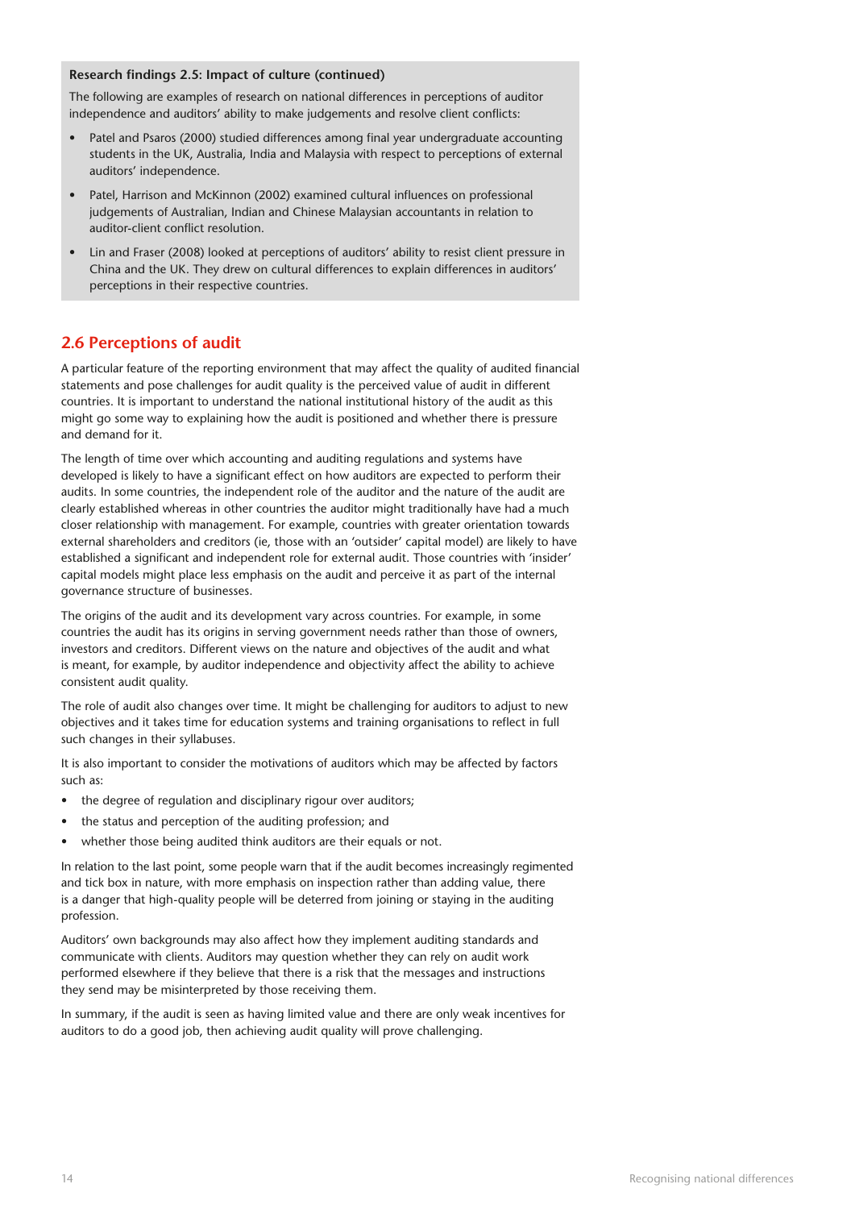**Research findings 2.5: Impact of culture (continued)**

The following are examples of research on national differences in perceptions of auditor independence and auditors' ability to make judgements and resolve client conflicts:

- Patel and Psaros (2000) studied differences among final year undergraduate accounting students in the UK, Australia, India and Malaysia with respect to perceptions of external auditors' independence.
- Patel, Harrison and McKinnon (2002) examined cultural influences on professional judgements of Australian, Indian and Chinese Malaysian accountants in relation to auditor-client conflict resolution.
- Lin and Fraser (2008) looked at perceptions of auditors' ability to resist client pressure in China and the UK. They drew on cultural differences to explain differences in auditors' perceptions in their respective countries.

## 2.6 Perceptions of audit

A particular feature of the reporting environment that may affect the quality of audited financial statements and pose challenges for audit quality is the perceived value of audit in different countries. It is important to understand the national institutional history of the audit as this might go some way to explaining how the audit is positioned and whether there is pressure and demand for it.

The length of time over which accounting and auditing regulations and systems have developed is likely to have a significant effect on how auditors are expected to perform their audits. In some countries, the independent role of the auditor and the nature of the audit are clearly established whereas in other countries the auditor might traditionally have had a much closer relationship with management. For example, countries with greater orientation towards external shareholders and creditors (ie, those with an 'outsider' capital model) are likely to have established a significant and independent role for external audit. Those countries with 'insider' capital models might place less emphasis on the audit and perceive it as part of the internal governance structure of businesses.

The origins of the audit and its development vary across countries. For example, in some countries the audit has its origins in serving government needs rather than those of owners, investors and creditors. Different views on the nature and objectives of the audit and what is meant, for example, by auditor independence and objectivity affect the ability to achieve consistent audit quality.

The role of audit also changes over time. It might be challenging for auditors to adjust to new objectives and it takes time for education systems and training organisations to reflect in full such changes in their syllabuses.

It is also important to consider the motivations of auditors which may be affected by factors such as:

- the degree of regulation and disciplinary rigour over auditors;
- the status and perception of the auditing profession; and
- whether those being audited think auditors are their equals or not.

In relation to the last point, some people warn that if the audit becomes increasingly regimented and tick box in nature, with more emphasis on inspection rather than adding value, there is a danger that high-quality people will be deterred from joining or staying in the auditing profession.

Auditors' own backgrounds may also affect how they implement auditing standards and communicate with clients. Auditors may question whether they can rely on audit work performed elsewhere if they believe that there is a risk that the messages and instructions they send may be misinterpreted by those receiving them.

In summary, if the audit is seen as having limited value and there are only weak incentives for auditors to do a good job, then achieving audit quality will prove challenging.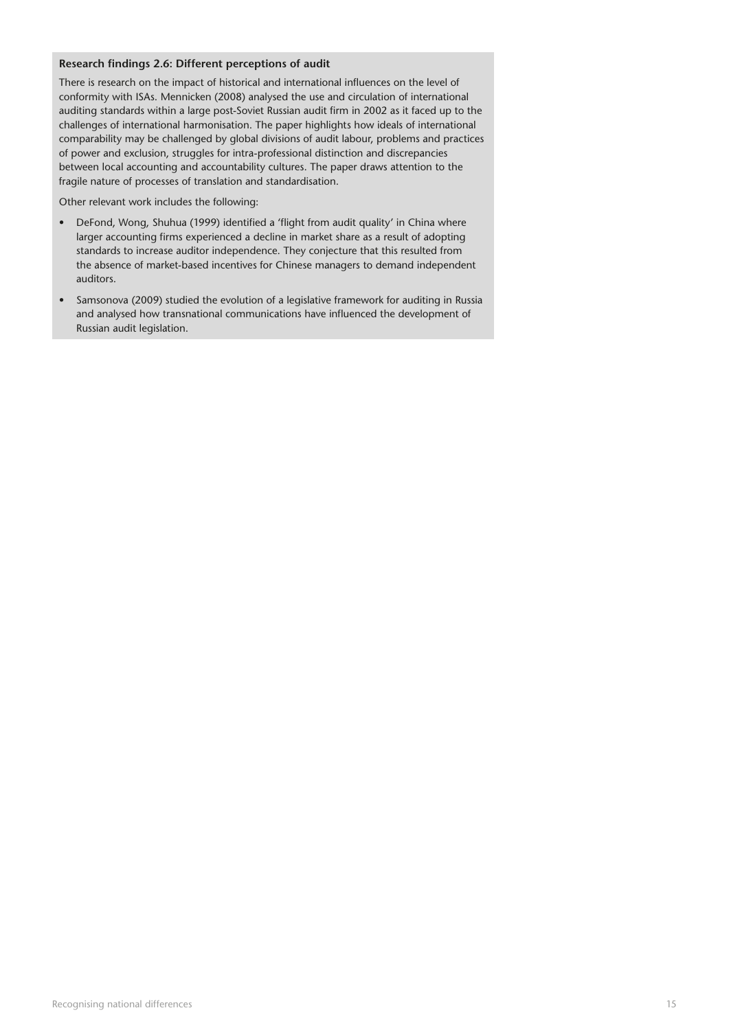**Research findings 2.6: Different perceptions of audit**

There is research on the impact of historical and international influences on the level of conformity with ISAs. Mennicken (2008) analysed the use and circulation of international auditing standards within a large post-Soviet Russian audit firm in 2002 as it faced up to the challenges of international harmonisation. The paper highlights how ideals of international comparability may be challenged by global divisions of audit labour, problems and practices of power and exclusion, struggles for intra-professional distinction and discrepancies between local accounting and accountability cultures. The paper draws attention to the fragile nature of processes of translation and standardisation.

Other relevant work includes the following:

- DeFond, Wong, Shuhua (1999) identified a 'flight from audit quality' in China where larger accounting firms experienced a decline in market share as a result of adopting standards to increase auditor independence. They conjecture that this resulted from the absence of market-based incentives for Chinese managers to demand independent auditors.
- Samsonova (2009) studied the evolution of a legislative framework for auditing in Russia and analysed how transnational communications have influenced the development of Russian audit legislation.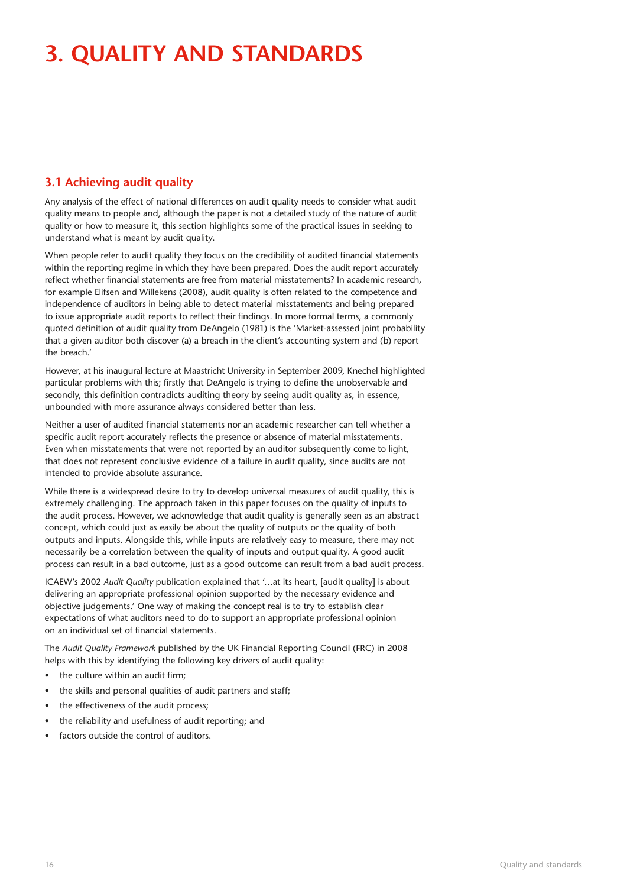# 3. QUALITY AND STANDARDS

## 3.1 Achieving audit quality

Any analysis of the effect of national differences on audit quality needs to consider what audit quality means to people and, although the paper is not a detailed study of the nature of audit quality or how to measure it, this section highlights some of the practical issues in seeking to understand what is meant by audit quality.

When people refer to audit quality they focus on the credibility of audited financial statements within the reporting regime in which they have been prepared. Does the audit report accurately reflect whether financial statements are free from material misstatements? In academic research, for example Elifsen and Willekens (2008), audit quality is often related to the competence and independence of auditors in being able to detect material misstatements and being prepared to issue appropriate audit reports to reflect their findings. In more formal terms, a commonly quoted definition of audit quality from DeAngelo (1981) is the 'Market-assessed joint probability that a given auditor both discover (a) a breach in the client's accounting system and (b) report the breach.'

However, at his inaugural lecture at Maastricht University in September 2009, Knechel highlighted particular problems with this; firstly that DeAngelo is trying to define the unobservable and secondly, this definition contradicts auditing theory by seeing audit quality as, in essence, unbounded with more assurance always considered better than less.

Neither a user of audited financial statements nor an academic researcher can tell whether a specific audit report accurately reflects the presence or absence of material misstatements. Even when misstatements that were not reported by an auditor subsequently come to light, that does not represent conclusive evidence of a failure in audit quality, since audits are not intended to provide absolute assurance.

While there is a widespread desire to try to develop universal measures of audit quality, this is extremely challenging. The approach taken in this paper focuses on the quality of inputs to the audit process. However, we acknowledge that audit quality is generally seen as an abstract concept, which could just as easily be about the quality of outputs or the quality of both outputs and inputs. Alongside this, while inputs are relatively easy to measure, there may not necessarily be a correlation between the quality of inputs and output quality. A good audit process can result in a bad outcome, just as a good outcome can result from a bad audit process.

ICAEW's 2002 *Audit Quality* publication explained that '…at its heart, [audit quality] is about delivering an appropriate professional opinion supported by the necessary evidence and objective judgements.' One way of making the concept real is to try to establish clear expectations of what auditors need to do to support an appropriate professional opinion on an individual set of financial statements.

The *Audit Quality Framework* published by the UK Financial Reporting Council (FRC) in 2008 helps with this by identifying the following key drivers of audit quality:

- the culture within an audit firm;
- the skills and personal qualities of audit partners and staff;
- the effectiveness of the audit process;
- the reliability and usefulness of audit reporting; and
- factors outside the control of auditors.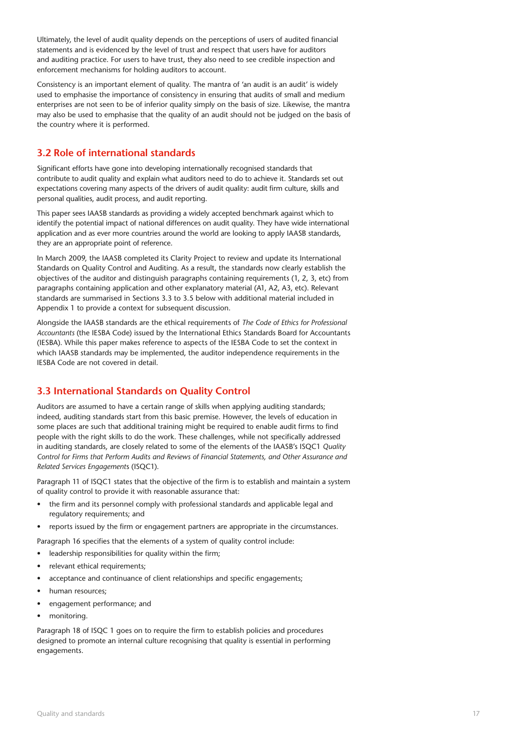Ultimately, the level of audit quality depends on the perceptions of users of audited financial statements and is evidenced by the level of trust and respect that users have for auditors and auditing practice. For users to have trust, they also need to see credible inspection and enforcement mechanisms for holding auditors to account.

Consistency is an important element of quality. The mantra of 'an audit is an audit' is widely used to emphasise the importance of consistency in ensuring that audits of small and medium enterprises are not seen to be of inferior quality simply on the basis of size. Likewise, the mantra may also be used to emphasise that the quality of an audit should not be judged on the basis of the country where it is performed.

## 3.2 Role of international standards

Significant efforts have gone into developing internationally recognised standards that contribute to audit quality and explain what auditors need to do to achieve it. Standards set out expectations covering many aspects of the drivers of audit quality: audit firm culture, skills and personal qualities, audit process, and audit reporting.

This paper sees IAASB standards as providing a widely accepted benchmark against which to identify the potential impact of national differences on audit quality. They have wide international application and as ever more countries around the world are looking to apply IAASB standards, they are an appropriate point of reference.

In March 2009, the IAASB completed its Clarity Project to review and update its International Standards on Quality Control and Auditing. As a result, the standards now clearly establish the objectives of the auditor and distinguish paragraphs containing requirements (1, 2, 3, etc) from paragraphs containing application and other explanatory material (A1, A2, A3, etc). Relevant standards are summarised in Sections 3.3 to 3.5 below with additional material included in Appendix 1 to provide a context for subsequent discussion.

Alongside the IAASB standards are the ethical requirements of *The Code of Ethics for Professional Accountants* (the IESBA Code) issued by the International Ethics Standards Board for Accountants (IESBA). While this paper makes reference to aspects of the IESBA Code to set the context in which IAASB standards may be implemented, the auditor independence requirements in the IESBA Code are not covered in detail.

## 3.3 International Standards on Quality Control

Auditors are assumed to have a certain range of skills when applying auditing standards; indeed, auditing standards start from this basic premise. However, the levels of education in some places are such that additional training might be required to enable audit firms to find people with the right skills to do the work. These challenges, while not specifically addressed in auditing standards, are closely related to some of the elements of the IAASB's ISQC1 *Quality Control for Firms that Perform Audits and Reviews of Financial Statements, and Other Assurance and Related Services Engagements* (ISQC1).

Paragraph 11 of ISQC1 states that the objective of the firm is to establish and maintain a system of quality control to provide it with reasonable assurance that:

- the firm and its personnel comply with professional standards and applicable legal and regulatory requirements; and
- reports issued by the firm or engagement partners are appropriate in the circumstances.

Paragraph 16 specifies that the elements of a system of quality control include:

- leadership responsibilities for quality within the firm;
- relevant ethical requirements;
- acceptance and continuance of client relationships and specific engagements;
- human resources;
- engagement performance; and
- monitoring.

Paragraph 18 of ISQC 1 goes on to require the firm to establish policies and procedures designed to promote an internal culture recognising that quality is essential in performing engagements.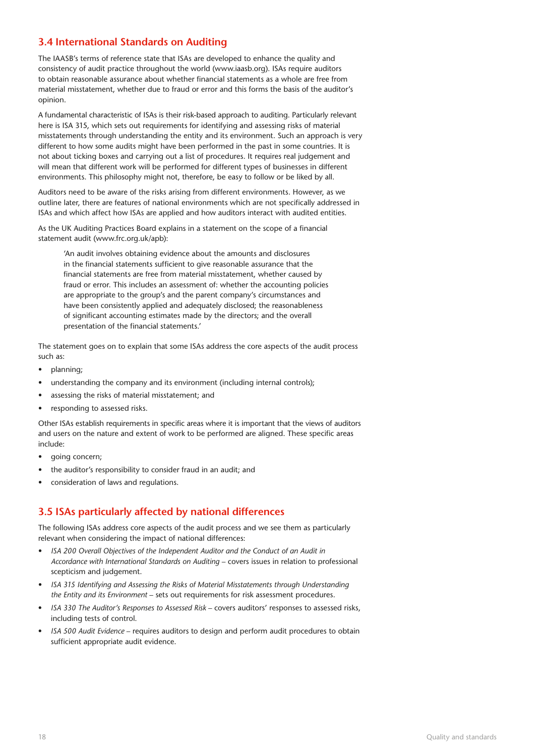## 3.4 International Standards on Auditing

The IAASB's terms of reference state that ISAs are developed to enhance the quality and consistency of audit practice throughout the world (www.iaasb.org). ISAs require auditors to obtain reasonable assurance about whether financial statements as a whole are free from material misstatement, whether due to fraud or error and this forms the basis of the auditor's opinion.

A fundamental characteristic of ISAs is their risk-based approach to auditing. Particularly relevant here is ISA 315, which sets out requirements for identifying and assessing risks of material misstatements through understanding the entity and its environment. Such an approach is very different to how some audits might have been performed in the past in some countries. It is not about ticking boxes and carrying out a list of procedures. It requires real judgement and will mean that different work will be performed for different types of businesses in different environments. This philosophy might not, therefore, be easy to follow or be liked by all.

Auditors need to be aware of the risks arising from different environments. However, as we outline later, there are features of national environments which are not specifically addressed in ISAs and which affect how ISAs are applied and how auditors interact with audited entities.

As the UK Auditing Practices Board explains in a statement on the scope of a financial statement audit (www.frc.org.uk/apb):

> 'An audit involves obtaining evidence about the amounts and disclosures in the financial statements sufficient to give reasonable assurance that the financial statements are free from material misstatement, whether caused by fraud or error. This includes an assessment of: whether the accounting policies are appropriate to the group's and the parent company's circumstances and have been consistently applied and adequately disclosed; the reasonableness of significant accounting estimates made by the directors; and the overall presentation of the financial statements.'

The statement goes on to explain that some ISAs address the core aspects of the audit process such as:

- planning;
- understanding the company and its environment (including internal controls);
- assessing the risks of material misstatement; and
- responding to assessed risks.

Other ISAs establish requirements in specific areas where it is important that the views of auditors and users on the nature and extent of work to be performed are aligned. These specific areas include:

- going concern;
- the auditor's responsibility to consider fraud in an audit; and
- consideration of laws and regulations.

## 3.5 ISAs particularly affected by national differences

The following ISAs address core aspects of the audit process and we see them as particularly relevant when considering the impact of national differences:

- *ISA 200 Overall Objectives of the Independent Auditor and the Conduct of an Audit in Accordance with International Standards on Auditing* – covers issues in relation to professional scepticism and judgement.
- *ISA 315 Identifying and Assessing the Risks of Material Misstatements through Understanding the Entity and its Environment* – sets out requirements for risk assessment procedures.
- *ISA 330 The Auditor's Responses to Assessed Risk* – covers auditors' responses to assessed risks, including tests of control.
- *ISA 500 Audit Evidence* – requires auditors to design and perform audit procedures to obtain sufficient appropriate audit evidence.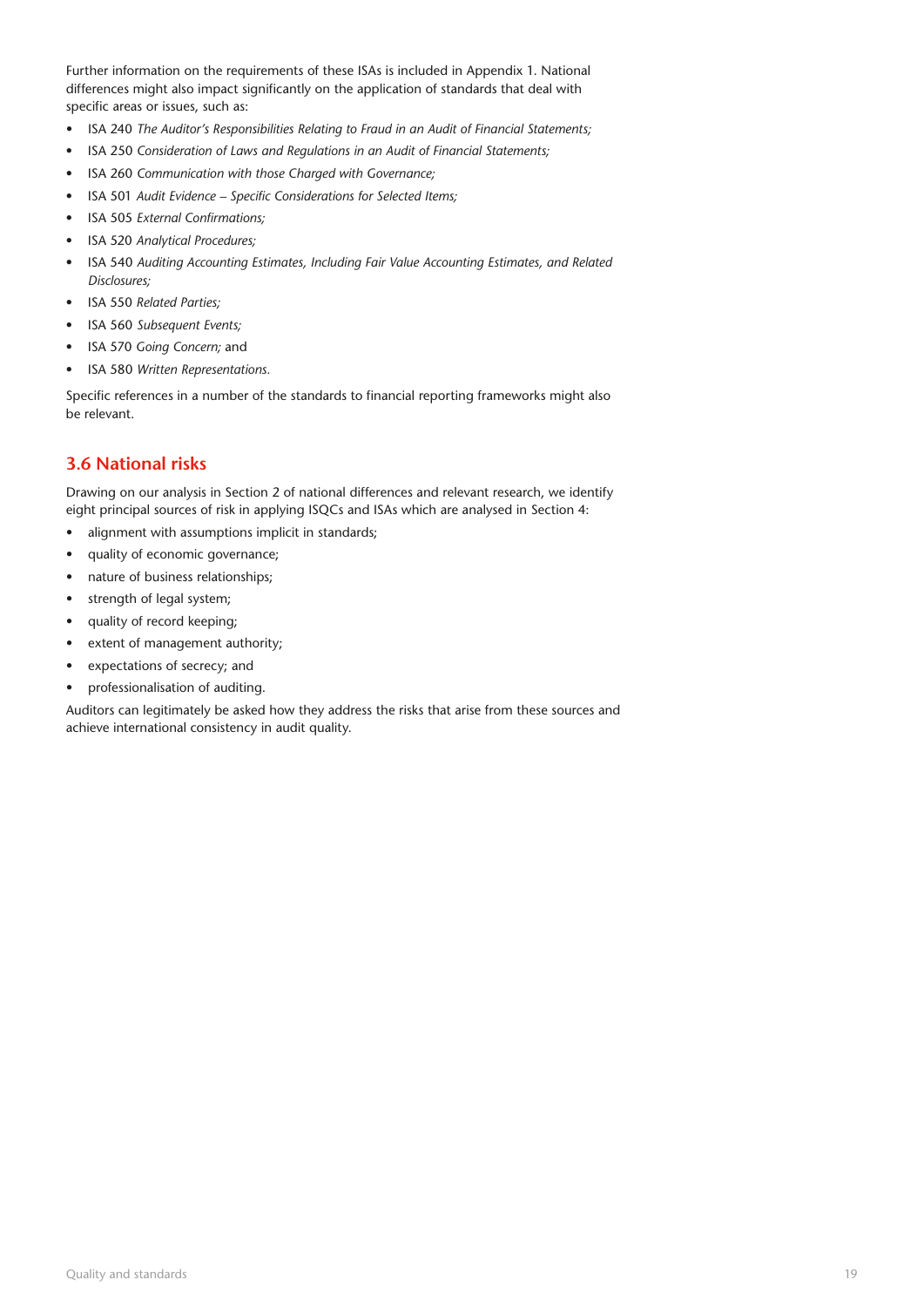Further information on the requirements of these ISAs is included in Appendix 1. National differences might also impact significantly on the application of standards that deal with specific areas or issues, such as:

- ISA 240 *The Auditor's Responsibilities Relating to Fraud in an Audit of Financial Statements;*
- ISA 250 *Consideration of Laws and Regulations in an Audit of Financial Statements;*
- ISA 260 *Communication with those Charged with Governance;*
- ISA 501 *Audit Evidence – Specific Considerations for Selected Items;*
- ISA 505 *External Confirmations;*
- ISA 520 *Analytical Procedures;*
- ISA 540 *Auditing Accounting Estimates, Including Fair Value Accounting Estimates, and Related Disclosures;*
- ISA 550 *Related Parties;*
- ISA 560 *Subsequent Events;*
- ISA 570 *Going Concern;* and
- ISA 580 *Written Representations.*

Specific references in a number of the standards to financial reporting frameworks might also be relevant.

## 3.6 National risks

Drawing on our analysis in Section 2 of national differences and relevant research, we identify eight principal sources of risk in applying ISQCs and ISAs which are analysed in Section 4:

- alignment with assumptions implicit in standards;
- quality of economic governance;
- nature of business relationships;
- strength of legal system;
- quality of record keeping;
- extent of management authority;
- expectations of secrecy; and
- professionalisation of auditing.

Auditors can legitimately be asked how they address the risks that arise from these sources and achieve international consistency in audit quality.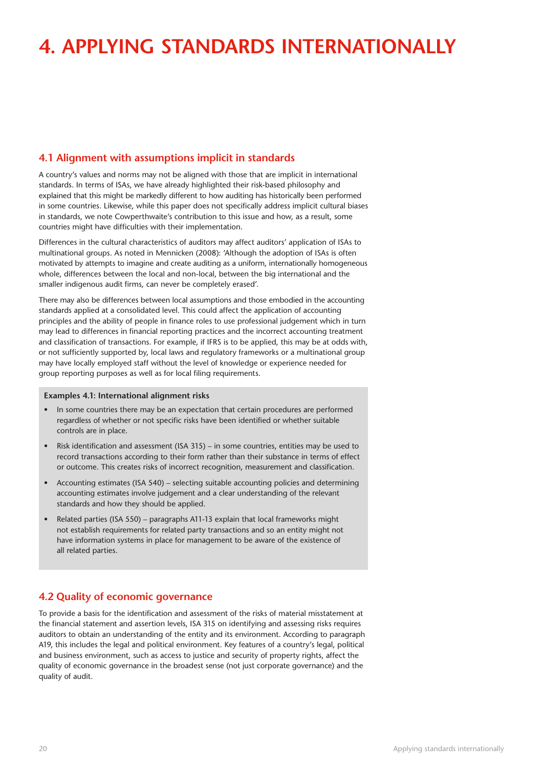# 4. APPLYING STANDARDS INTERNATIONALLY

## 4.1 Alignment with assumptions implicit in standards

A country's values and norms may not be aligned with those that are implicit in international standards. In terms of ISAs, we have already highlighted their risk-based philosophy and explained that this might be markedly different to how auditing has historically been performed in some countries. Likewise, while this paper does not specifically address implicit cultural biases in standards, we note Cowperthwaite's contribution to this issue and how, as a result, some countries might have difficulties with their implementation.

Differences in the cultural characteristics of auditors may affect auditors' application of ISAs to multinational groups. As noted in Mennicken (2008): 'Although the adoption of ISAs is often motivated by attempts to imagine and create auditing as a uniform, internationally homogeneous whole, differences between the local and non-local, between the big international and the smaller indigenous audit firms, can never be completely erased'.

There may also be differences between local assumptions and those embodied in the accounting standards applied at a consolidated level. This could affect the application of accounting principles and the ability of people in finance roles to use professional judgement which in turn may lead to differences in financial reporting practices and the incorrect accounting treatment and classification of transactions. For example, if IFRS is to be applied, this may be at odds with, or not sufficiently supported by, local laws and regulatory frameworks or a multinational group may have locally employed staff without the level of knowledge or experience needed for group reporting purposes as well as for local filing requirements.

**Examples 4.1: International alignment risks**

- In some countries there may be an expectation that certain procedures are performed regardless of whether or not specific risks have been identified or whether suitable controls are in place.
- Risk identification and assessment (ISA 315) – in some countries, entities may be used to record transactions according to their form rather than their substance in terms of effect or outcome. This creates risks of incorrect recognition, measurement and classification.
- Accounting estimates (ISA 540) – selecting suitable accounting policies and determining accounting estimates involve judgement and a clear understanding of the relevant standards and how they should be applied.
- Related parties (ISA 550) – paragraphs A11-13 explain that local frameworks might not establish requirements for related party transactions and so an entity might not have information systems in place for management to be aware of the existence of all related parties.

## 4.2 Quality of economic governance

To provide a basis for the identification and assessment of the risks of material misstatement at the financial statement and assertion levels, ISA 315 on identifying and assessing risks requires auditors to obtain an understanding of the entity and its environment. According to paragraph A19, this includes the legal and political environment. Key features of a country's legal, political and business environment, such as access to justice and security of property rights, affect the quality of economic governance in the broadest sense (not just corporate governance) and the quality of audit.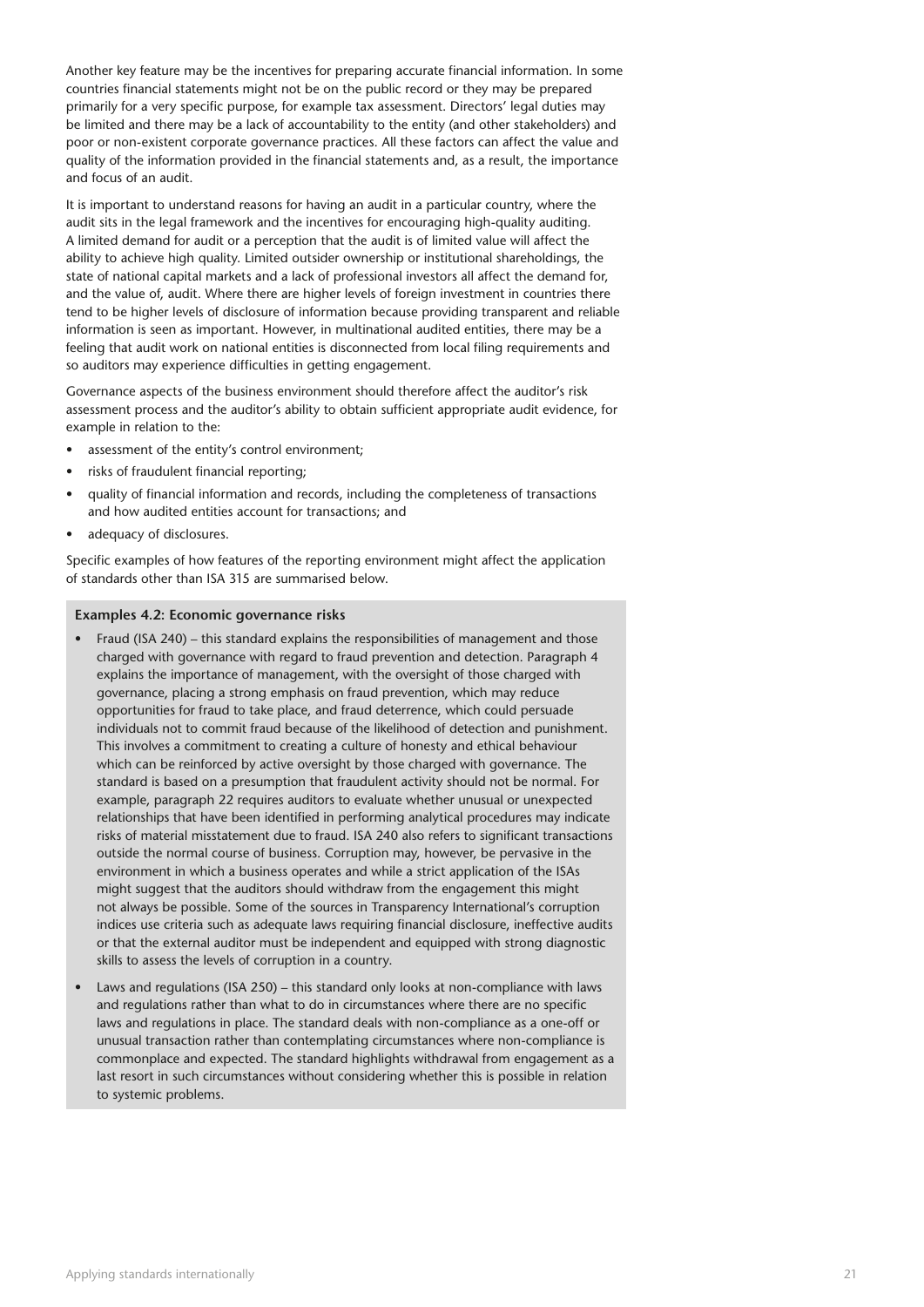Another key feature may be the incentives for preparing accurate financial information. In some countries financial statements might not be on the public record or they may be prepared primarily for a very specific purpose, for example tax assessment. Directors' legal duties may be limited and there may be a lack of accountability to the entity (and other stakeholders) and poor or non-existent corporate governance practices. All these factors can affect the value and quality of the information provided in the financial statements and, as a result, the importance and focus of an audit.

It is important to understand reasons for having an audit in a particular country, where the audit sits in the legal framework and the incentives for encouraging high-quality auditing. A limited demand for audit or a perception that the audit is of limited value will affect the ability to achieve high quality. Limited outsider ownership or institutional shareholdings, the state of national capital markets and a lack of professional investors all affect the demand for, and the value of, audit. Where there are higher levels of foreign investment in countries there tend to be higher levels of disclosure of information because providing transparent and reliable information is seen as important. However, in multinational audited entities, there may be a feeling that audit work on national entities is disconnected from local filing requirements and so auditors may experience difficulties in getting engagement.

Governance aspects of the business environment should therefore affect the auditor's risk assessment process and the auditor's ability to obtain sufficient appropriate audit evidence, for example in relation to the:

- assessment of the entity's control environment;
- risks of fraudulent financial reporting;
- quality of financial information and records, including the completeness of transactions and how audited entities account for transactions; and
- adequacy of disclosures.

Specific examples of how features of the reporting environment might affect the application of standards other than ISA 315 are summarised below.

**Examples 4.2: Economic governance risks**

- Fraud (ISA 240) – this standard explains the responsibilities of management and those charged with governance with regard to fraud prevention and detection. Paragraph 4 explains the importance of management, with the oversight of those charged with governance, placing a strong emphasis on fraud prevention, which may reduce opportunities for fraud to take place, and fraud deterrence, which could persuade individuals not to commit fraud because of the likelihood of detection and punishment. This involves a commitment to creating a culture of honesty and ethical behaviour which can be reinforced by active oversight by those charged with governance. The standard is based on a presumption that fraudulent activity should not be normal. For example, paragraph 22 requires auditors to evaluate whether unusual or unexpected relationships that have been identified in performing analytical procedures may indicate risks of material misstatement due to fraud. ISA 240 also refers to significant transactions outside the normal course of business. Corruption may, however, be pervasive in the environment in which a business operates and while a strict application of the ISAs might suggest that the auditors should withdraw from the engagement this might not always be possible. Some of the sources in Transparency International's corruption indices use criteria such as adequate laws requiring financial disclosure, ineffective audits or that the external auditor must be independent and equipped with strong diagnostic skills to assess the levels of corruption in a country.
- Laws and regulations (ISA 250) – this standard only looks at non-compliance with laws and regulations rather than what to do in circumstances where there are no specific laws and regulations in place. The standard deals with non-compliance as a one-off or unusual transaction rather than contemplating circumstances where non-compliance is commonplace and expected. The standard highlights withdrawal from engagement as a last resort in such circumstances without considering whether this is possible in relation to systemic problems.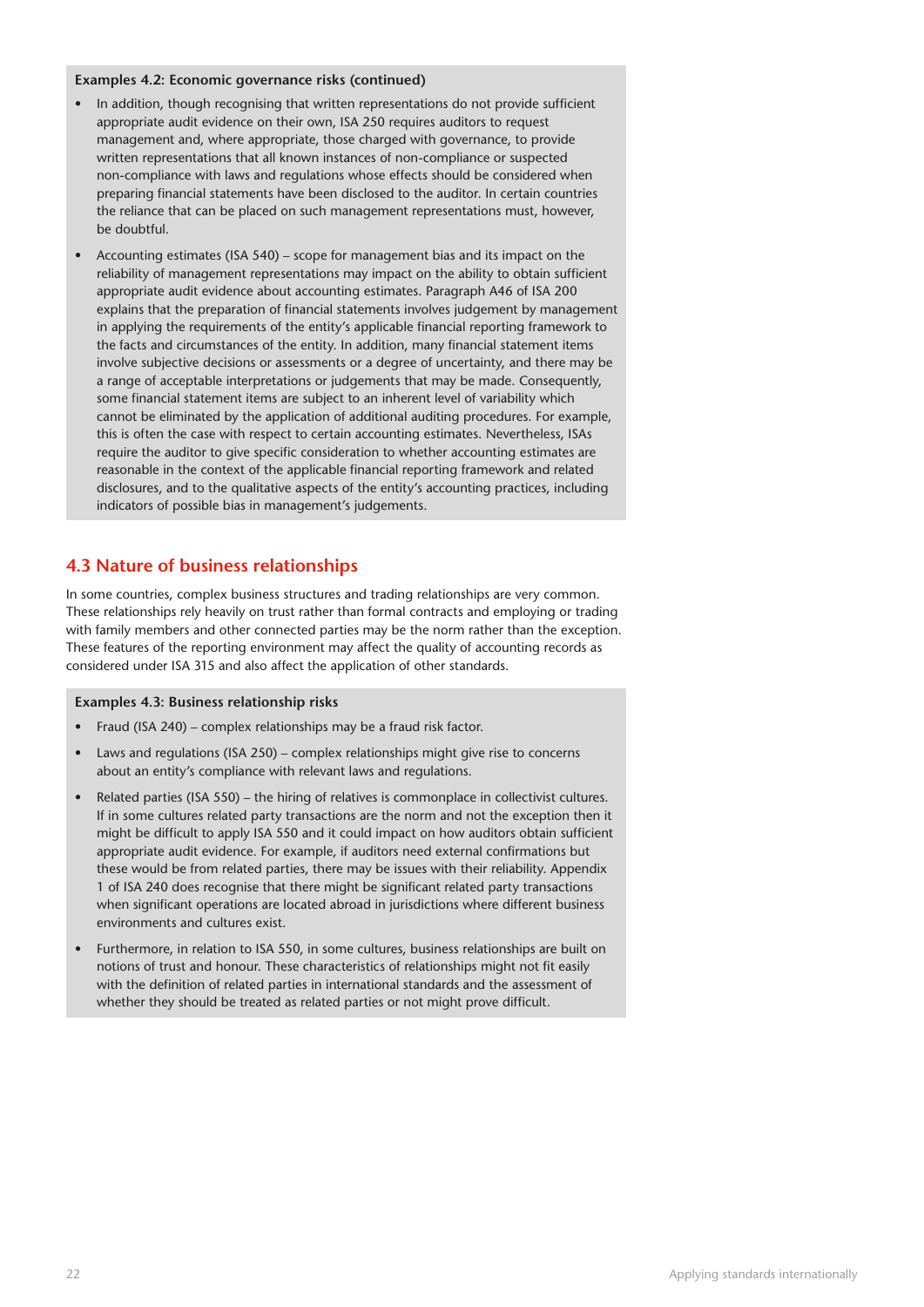**Examples 4.2: Economic governance risks (continued)**

- In addition, though recognising that written representations do not provide sufficient appropriate audit evidence on their own, ISA 250 requires auditors to request management and, where appropriate, those charged with governance, to provide written representations that all known instances of non-compliance or suspected non-compliance with laws and regulations whose effects should be considered when preparing financial statements have been disclosed to the auditor. In certain countries the reliance that can be placed on such management representations must, however, be doubtful.
- Accounting estimates (ISA 540) – scope for management bias and its impact on the reliability of management representations may impact on the ability to obtain sufficient appropriate audit evidence about accounting estimates. Paragraph A46 of ISA 200 explains that the preparation of financial statements involves judgement by management in applying the requirements of the entity's applicable financial reporting framework to the facts and circumstances of the entity. In addition, many financial statement items involve subjective decisions or assessments or a degree of uncertainty, and there may be a range of acceptable interpretations or judgements that may be made. Consequently, some financial statement items are subject to an inherent level of variability which cannot be eliminated by the application of additional auditing procedures. For example, this is often the case with respect to certain accounting estimates. Nevertheless, ISAs require the auditor to give specific consideration to whether accounting estimates are reasonable in the context of the applicable financial reporting framework and related disclosures, and to the qualitative aspects of the entity's accounting practices, including indicators of possible bias in management's judgements.

## 4.3 Nature of business relationships

In some countries, complex business structures and trading relationships are very common. These relationships rely heavily on trust rather than formal contracts and employing or trading with family members and other connected parties may be the norm rather than the exception. These features of the reporting environment may affect the quality of accounting records as considered under ISA 315 and also affect the application of other standards.

**Examples 4.3: Business relationship risks**

- Fraud (ISA 240) – complex relationships may be a fraud risk factor.
- Laws and regulations (ISA 250) – complex relationships might give rise to concerns about an entity's compliance with relevant laws and regulations.
- Related parties (ISA 550) – the hiring of relatives is commonplace in collectivist cultures. If in some cultures related party transactions are the norm and not the exception then it might be difficult to apply ISA 550 and it could impact on how auditors obtain sufficient appropriate audit evidence. For example, if auditors need external confirmations but these would be from related parties, there may be issues with their reliability. Appendix 1 of ISA 240 does recognise that there might be significant related party transactions when significant operations are located abroad in jurisdictions where different business environments and cultures exist.
- Furthermore, in relation to ISA 550, in some cultures, business relationships are built on notions of trust and honour. These characteristics of relationships might not fit easily with the definition of related parties in international standards and the assessment of whether they should be treated as related parties or not might prove difficult.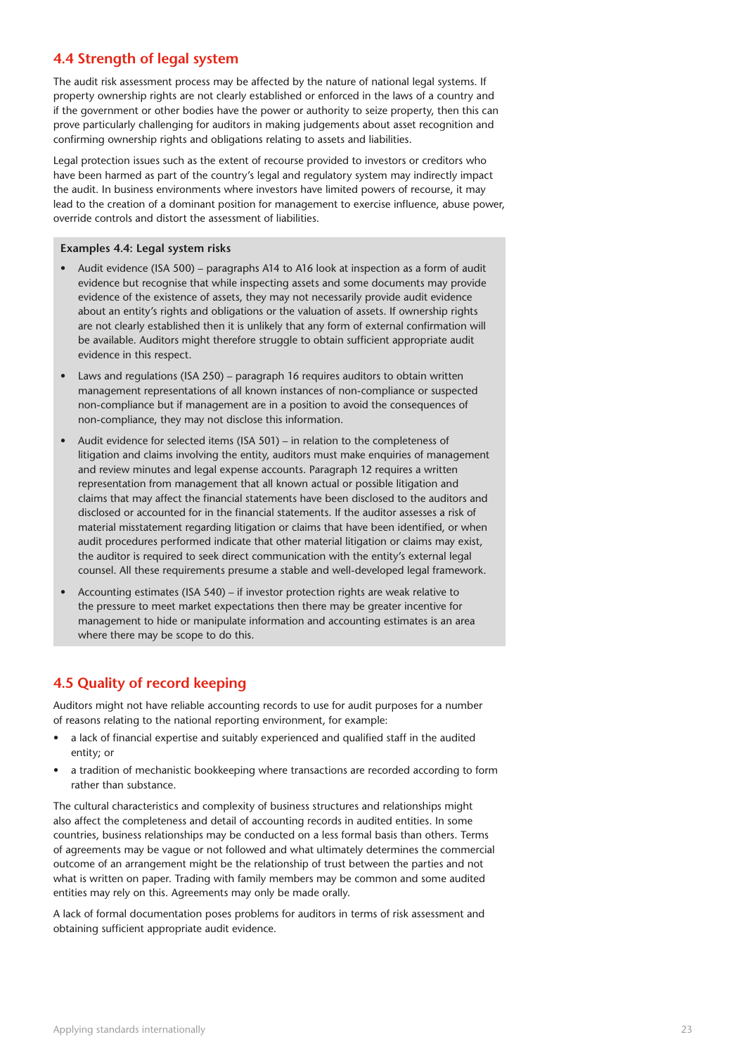## 4.4 Strength of legal system

The audit risk assessment process may be affected by the nature of national legal systems. If property ownership rights are not clearly established or enforced in the laws of a country and if the government or other bodies have the power or authority to seize property, then this can prove particularly challenging for auditors in making judgements about asset recognition and confirming ownership rights and obligations relating to assets and liabilities.

Legal protection issues such as the extent of recourse provided to investors or creditors who have been harmed as part of the country's legal and regulatory system may indirectly impact the audit. In business environments where investors have limited powers of recourse, it may lead to the creation of a dominant position for management to exercise influence, abuse power, override controls and distort the assessment of liabilities.

**Examples 4.4: Legal system risks**

- Audit evidence (ISA 500) – paragraphs A14 to A16 look at inspection as a form of audit evidence but recognise that while inspecting assets and some documents may provide evidence of the existence of assets, they may not necessarily provide audit evidence about an entity's rights and obligations or the valuation of assets. If ownership rights are not clearly established then it is unlikely that any form of external confirmation will be available. Auditors might therefore struggle to obtain sufficient appropriate audit evidence in this respect.
- Laws and regulations (ISA 250) – paragraph 16 requires auditors to obtain written management representations of all known instances of non-compliance or suspected non-compliance but if management are in a position to avoid the consequences of non-compliance, they may not disclose this information.
- Audit evidence for selected items (ISA 501) – in relation to the completeness of litigation and claims involving the entity, auditors must make enquiries of management and review minutes and legal expense accounts. Paragraph 12 requires a written representation from management that all known actual or possible litigation and claims that may affect the financial statements have been disclosed to the auditors and disclosed or accounted for in the financial statements. If the auditor assesses a risk of material misstatement regarding litigation or claims that have been identified, or when audit procedures performed indicate that other material litigation or claims may exist, the auditor is required to seek direct communication with the entity's external legal counsel. All these requirements presume a stable and well-developed legal framework.
- Accounting estimates (ISA 540) – if investor protection rights are weak relative to the pressure to meet market expectations then there may be greater incentive for management to hide or manipulate information and accounting estimates is an area where there may be scope to do this.

## 4.5 Quality of record keeping

Auditors might not have reliable accounting records to use for audit purposes for a number of reasons relating to the national reporting environment, for example:

- a lack of financial expertise and suitably experienced and qualified staff in the audited entity; or
- a tradition of mechanistic bookkeeping where transactions are recorded according to form rather than substance.

The cultural characteristics and complexity of business structures and relationships might also affect the completeness and detail of accounting records in audited entities. In some countries, business relationships may be conducted on a less formal basis than others. Terms of agreements may be vague or not followed and what ultimately determines the commercial outcome of an arrangement might be the relationship of trust between the parties and not what is written on paper. Trading with family members may be common and some audited entities may rely on this. Agreements may only be made orally.

A lack of formal documentation poses problems for auditors in terms of risk assessment and obtaining sufficient appropriate audit evidence.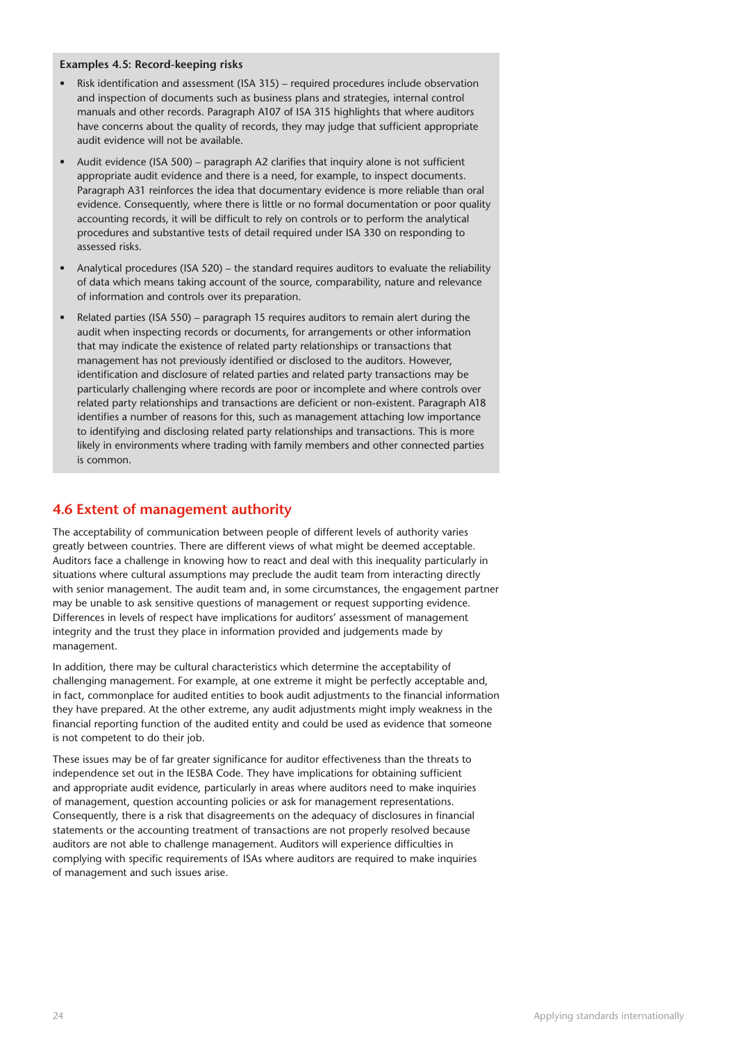**Examples 4.5: Record-keeping risks**

- Risk identification and assessment (ISA 315) – required procedures include observation and inspection of documents such as business plans and strategies, internal control manuals and other records. Paragraph A107 of ISA 315 highlights that where auditors have concerns about the quality of records, they may judge that sufficient appropriate audit evidence will not be available.
- Audit evidence (ISA 500) – paragraph A2 clarifies that inquiry alone is not sufficient appropriate audit evidence and there is a need, for example, to inspect documents. Paragraph A31 reinforces the idea that documentary evidence is more reliable than oral evidence. Consequently, where there is little or no formal documentation or poor quality accounting records, it will be difficult to rely on controls or to perform the analytical procedures and substantive tests of detail required under ISA 330 on responding to assessed risks.
- Analytical procedures (ISA 520) – the standard requires auditors to evaluate the reliability of data which means taking account of the source, comparability, nature and relevance of information and controls over its preparation.
- Related parties (ISA 550) – paragraph 15 requires auditors to remain alert during the audit when inspecting records or documents, for arrangements or other information that may indicate the existence of related party relationships or transactions that management has not previously identified or disclosed to the auditors. However, identification and disclosure of related parties and related party transactions may be particularly challenging where records are poor or incomplete and where controls over related party relationships and transactions are deficient or non-existent. Paragraph A18 identifies a number of reasons for this, such as management attaching low importance to identifying and disclosing related party relationships and transactions. This is more likely in environments where trading with family members and other connected parties is common.

## 4.6 Extent of management authority

The acceptability of communication between people of different levels of authority varies greatly between countries. There are different views of what might be deemed acceptable. Auditors face a challenge in knowing how to react and deal with this inequality particularly in situations where cultural assumptions may preclude the audit team from interacting directly with senior management. The audit team and, in some circumstances, the engagement partner may be unable to ask sensitive questions of management or request supporting evidence. Differences in levels of respect have implications for auditors' assessment of management integrity and the trust they place in information provided and judgements made by management.

In addition, there may be cultural characteristics which determine the acceptability of challenging management. For example, at one extreme it might be perfectly acceptable and, in fact, commonplace for audited entities to book audit adjustments to the financial information they have prepared. At the other extreme, any audit adjustments might imply weakness in the financial reporting function of the audited entity and could be used as evidence that someone is not competent to do their job.

These issues may be of far greater significance for auditor effectiveness than the threats to independence set out in the IESBA Code. They have implications for obtaining sufficient and appropriate audit evidence, particularly in areas where auditors need to make inquiries of management, question accounting policies or ask for management representations. Consequently, there is a risk that disagreements on the adequacy of disclosures in financial statements or the accounting treatment of transactions are not properly resolved because auditors are not able to challenge management. Auditors will experience difficulties in complying with specific requirements of ISAs where auditors are required to make inquiries of management and such issues arise.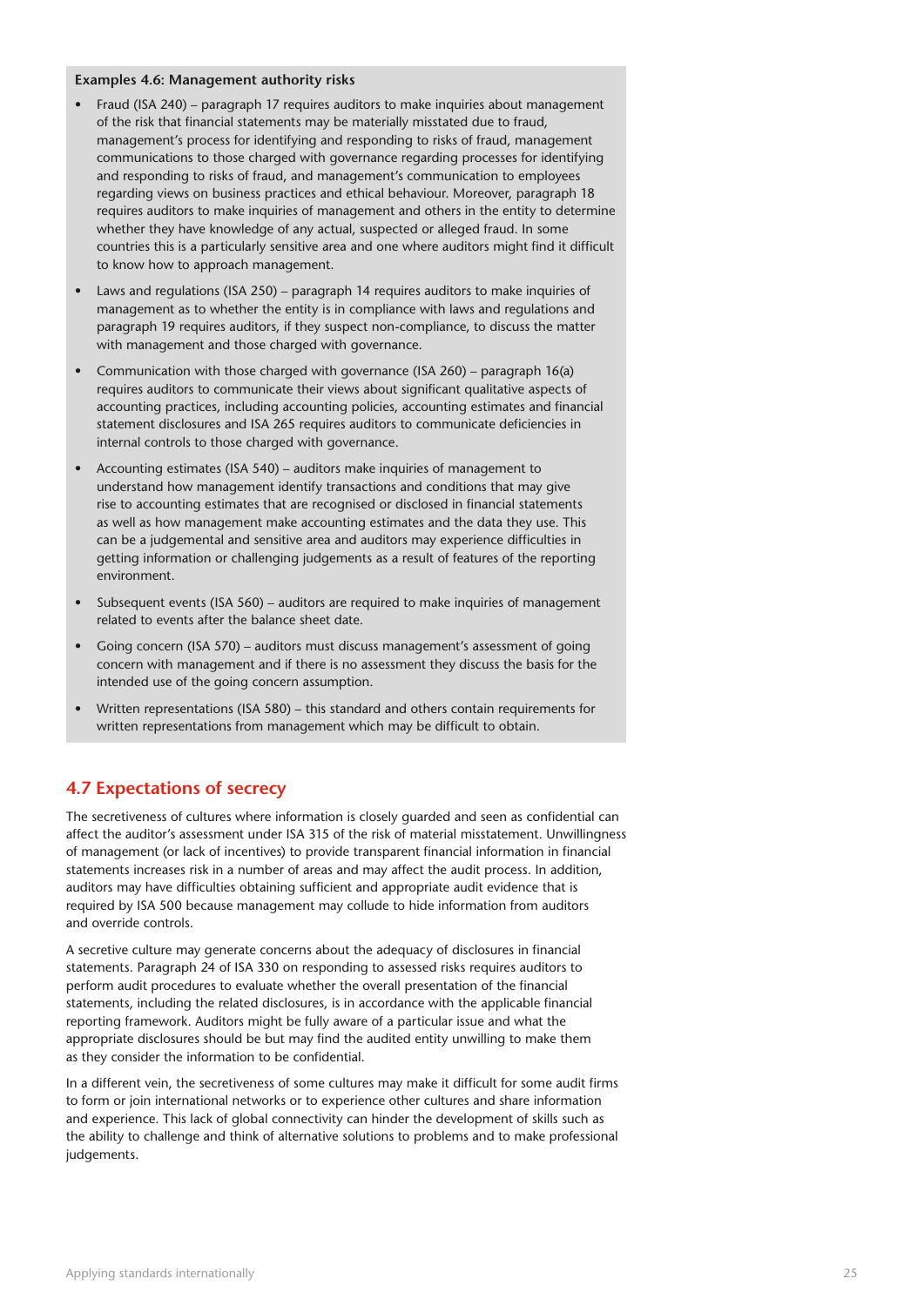**Examples 4.6: Management authority risks**

- Fraud (ISA 240) – paragraph 17 requires auditors to make inquiries about management of the risk that financial statements may be materially misstated due to fraud, management's process for identifying and responding to risks of fraud, management communications to those charged with governance regarding processes for identifying and responding to risks of fraud, and management's communication to employees regarding views on business practices and ethical behaviour. Moreover, paragraph 18 requires auditors to make inquiries of management and others in the entity to determine whether they have knowledge of any actual, suspected or alleged fraud. In some countries this is a particularly sensitive area and one where auditors might find it difficult to know how to approach management.
- Laws and regulations (ISA 250) – paragraph 14 requires auditors to make inquiries of management as to whether the entity is in compliance with laws and regulations and paragraph 19 requires auditors, if they suspect non-compliance, to discuss the matter with management and those charged with governance.
- Communication with those charged with governance (ISA 260) – paragraph 16(a) requires auditors to communicate their views about significant qualitative aspects of accounting practices, including accounting policies, accounting estimates and financial statement disclosures and ISA 265 requires auditors to communicate deficiencies in internal controls to those charged with governance.
- Accounting estimates (ISA 540) – auditors make inquiries of management to understand how management identify transactions and conditions that may give rise to accounting estimates that are recognised or disclosed in financial statements as well as how management make accounting estimates and the data they use. This can be a judgemental and sensitive area and auditors may experience difficulties in getting information or challenging judgements as a result of features of the reporting environment.
- Subsequent events (ISA 560) – auditors are required to make inquiries of management related to events after the balance sheet date.
- Going concern (ISA 570) – auditors must discuss management's assessment of going concern with management and if there is no assessment they discuss the basis for the intended use of the going concern assumption.
- Written representations (ISA 580) – this standard and others contain requirements for written representations from management which may be difficult to obtain.

## 4.7 Expectations of secrecy

The secretiveness of cultures where information is closely guarded and seen as confidential can affect the auditor's assessment under ISA 315 of the risk of material misstatement. Unwillingness of management (or lack of incentives) to provide transparent financial information in financial statements increases risk in a number of areas and may affect the audit process. In addition, auditors may have difficulties obtaining sufficient and appropriate audit evidence that is required by ISA 500 because management may collude to hide information from auditors and override controls.

A secretive culture may generate concerns about the adequacy of disclosures in financial statements. Paragraph 24 of ISA 330 on responding to assessed risks requires auditors to perform audit procedures to evaluate whether the overall presentation of the financial statements, including the related disclosures, is in accordance with the applicable financial reporting framework. Auditors might be fully aware of a particular issue and what the appropriate disclosures should be but may find the audited entity unwilling to make them as they consider the information to be confidential.

In a different vein, the secretiveness of some cultures may make it difficult for some audit firms to form or join international networks or to experience other cultures and share information and experience. This lack of global connectivity can hinder the development of skills such as the ability to challenge and think of alternative solutions to problems and to make professional judgements.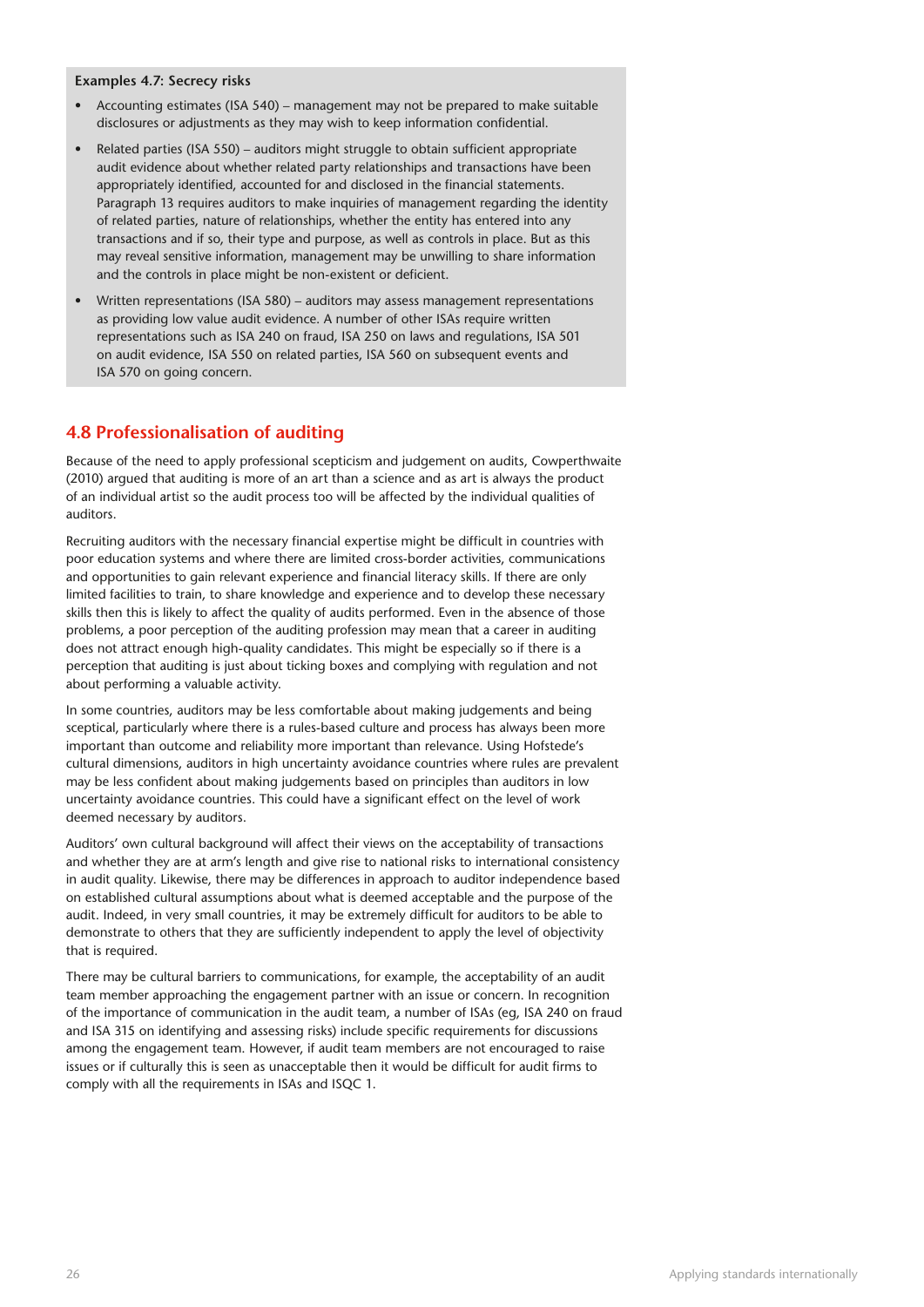**Examples 4.7: Secrecy risks**

- Accounting estimates (ISA 540) – management may not be prepared to make suitable disclosures or adjustments as they may wish to keep information confidential.
- Related parties (ISA 550) – auditors might struggle to obtain sufficient appropriate audit evidence about whether related party relationships and transactions have been appropriately identified, accounted for and disclosed in the financial statements. Paragraph 13 requires auditors to make inquiries of management regarding the identity of related parties, nature of relationships, whether the entity has entered into any transactions and if so, their type and purpose, as well as controls in place. But as this may reveal sensitive information, management may be unwilling to share information and the controls in place might be non-existent or deficient.
- Written representations (ISA 580) – auditors may assess management representations as providing low value audit evidence. A number of other ISAs require written representations such as ISA 240 on fraud, ISA 250 on laws and regulations, ISA 501 on audit evidence, ISA 550 on related parties, ISA 560 on subsequent events and ISA 570 on going concern.

## 4.8 Professionalisation of auditing

Because of the need to apply professional scepticism and judgement on audits, Cowperthwaite (2010) argued that auditing is more of an art than a science and as art is always the product of an individual artist so the audit process too will be affected by the individual qualities of auditors.

Recruiting auditors with the necessary financial expertise might be difficult in countries with poor education systems and where there are limited cross-border activities, communications and opportunities to gain relevant experience and financial literacy skills. If there are only limited facilities to train, to share knowledge and experience and to develop these necessary skills then this is likely to affect the quality of audits performed. Even in the absence of those problems, a poor perception of the auditing profession may mean that a career in auditing does not attract enough high-quality candidates. This might be especially so if there is a perception that auditing is just about ticking boxes and complying with regulation and not about performing a valuable activity.

In some countries, auditors may be less comfortable about making judgements and being sceptical, particularly where there is a rules-based culture and process has always been more important than outcome and reliability more important than relevance. Using Hofstede's cultural dimensions, auditors in high uncertainty avoidance countries where rules are prevalent may be less confident about making judgements based on principles than auditors in low uncertainty avoidance countries. This could have a significant effect on the level of work deemed necessary by auditors.

Auditors' own cultural background will affect their views on the acceptability of transactions and whether they are at arm's length and give rise to national risks to international consistency in audit quality. Likewise, there may be differences in approach to auditor independence based on established cultural assumptions about what is deemed acceptable and the purpose of the audit. Indeed, in very small countries, it may be extremely difficult for auditors to be able to demonstrate to others that they are sufficiently independent to apply the level of objectivity that is required.

There may be cultural barriers to communications, for example, the acceptability of an audit team member approaching the engagement partner with an issue or concern. In recognition of the importance of communication in the audit team, a number of ISAs (eg, ISA 240 on fraud and ISA 315 on identifying and assessing risks) include specific requirements for discussions among the engagement team. However, if audit team members are not encouraged to raise issues or if culturally this is seen as unacceptable then it would be difficult for audit firms to comply with all the requirements in ISAs and ISQC 1.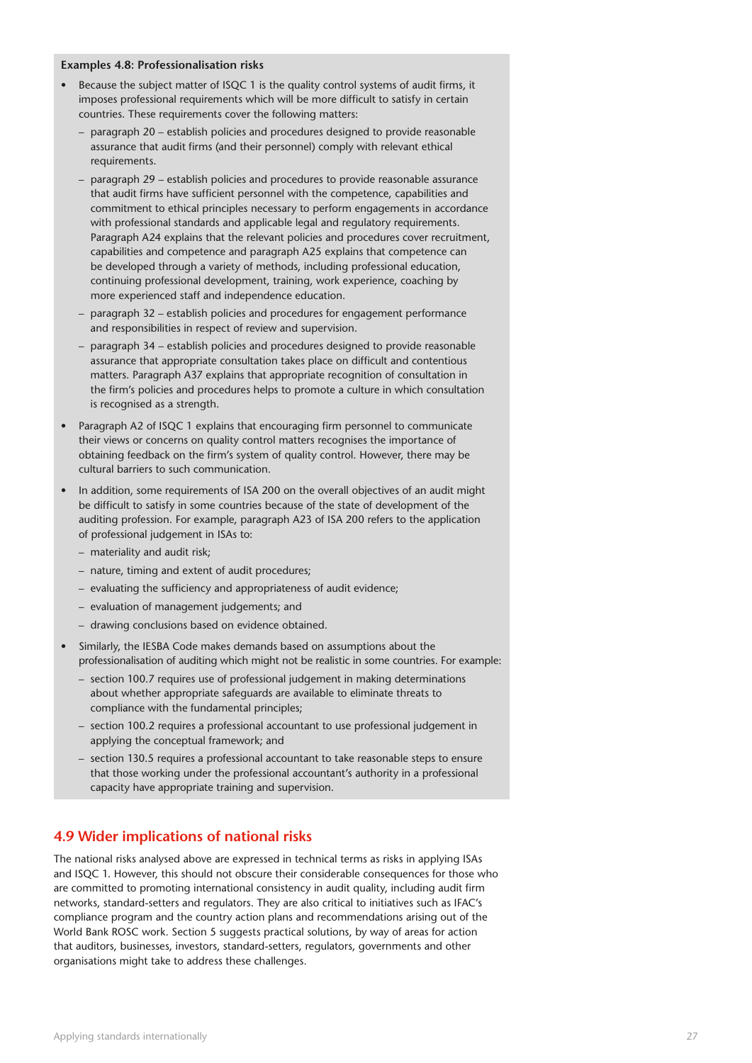**Examples 4.8: Professionalisation risks**

- Because the subject matter of ISQC 1 is the quality control systems of audit firms, it imposes professional requirements which will be more difficult to satisfy in certain countries. These requirements cover the following matters:
  - paragraph 20 – establish policies and procedures designed to provide reasonable assurance that audit firms (and their personnel) comply with relevant ethical requirements.
  - paragraph 29 – establish policies and procedures to provide reasonable assurance that audit firms have sufficient personnel with the competence, capabilities and commitment to ethical principles necessary to perform engagements in accordance with professional standards and applicable legal and regulatory requirements. Paragraph A24 explains that the relevant policies and procedures cover recruitment, capabilities and competence and paragraph A25 explains that competence can be developed through a variety of methods, including professional education, continuing professional development, training, work experience, coaching by more experienced staff and independence education.
  - paragraph 32 – establish policies and procedures for engagement performance and responsibilities in respect of review and supervision.
  - paragraph 34 – establish policies and procedures designed to provide reasonable assurance that appropriate consultation takes place on difficult and contentious matters. Paragraph A37 explains that appropriate recognition of consultation in the firm's policies and procedures helps to promote a culture in which consultation is recognised as a strength.
- Paragraph A2 of ISQC 1 explains that encouraging firm personnel to communicate their views or concerns on quality control matters recognises the importance of obtaining feedback on the firm's system of quality control. However, there may be cultural barriers to such communication.
- In addition, some requirements of ISA 200 on the overall objectives of an audit might be difficult to satisfy in some countries because of the state of development of the auditing profession. For example, paragraph A23 of ISA 200 refers to the application of professional judgement in ISAs to:
  - materiality and audit risk;
  - nature, timing and extent of audit procedures;
  - evaluating the sufficiency and appropriateness of audit evidence;
  - evaluation of management judgements; and
  - drawing conclusions based on evidence obtained.
- Similarly, the IESBA Code makes demands based on assumptions about the professionalisation of auditing which might not be realistic in some countries. For example:
  - section 100.7 requires use of professional judgement in making determinations about whether appropriate safeguards are available to eliminate threats to compliance with the fundamental principles;
  - section 100.2 requires a professional accountant to use professional judgement in applying the conceptual framework; and
  - section 130.5 requires a professional accountant to take reasonable steps to ensure that those working under the professional accountant's authority in a professional capacity have appropriate training and supervision.

## 4.9 Wider implications of national risks

The national risks analysed above are expressed in technical terms as risks in applying ISAs and ISQC 1. However, this should not obscure their considerable consequences for those who are committed to promoting international consistency in audit quality, including audit firm networks, standard-setters and regulators. They are also critical to initiatives such as IFAC's compliance program and the country action plans and recommendations arising out of the World Bank ROSC work. Section 5 suggests practical solutions, by way of areas for action that auditors, businesses, investors, standard-setters, regulators, governments and other organisations might take to address these challenges.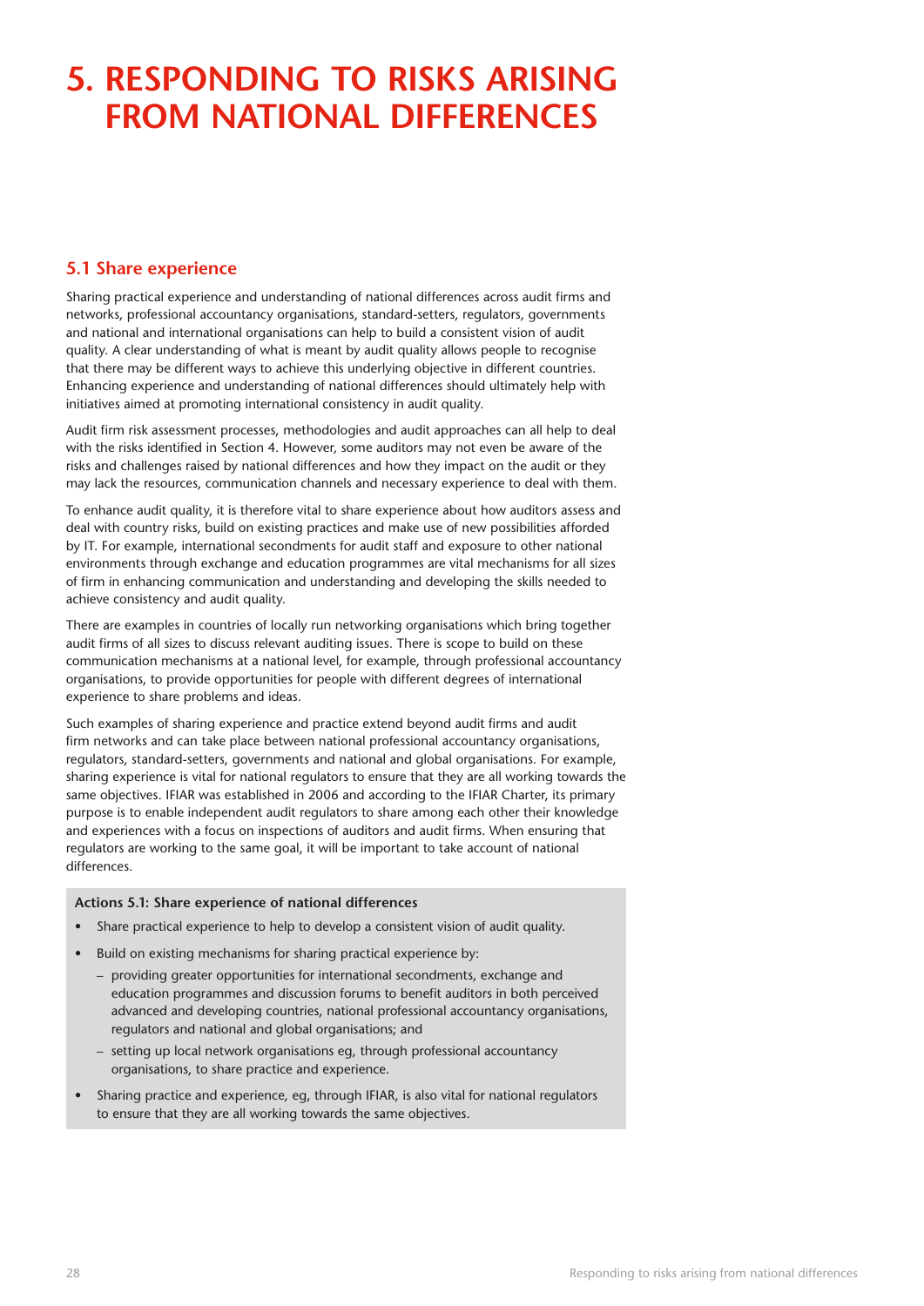# 5. RESPONDING TO RISKS ARISING FROM NATIONAL DIFFERENCES

## 5.1 Share experience

Sharing practical experience and understanding of national differences across audit firms and networks, professional accountancy organisations, standard-setters, regulators, governments and national and international organisations can help to build a consistent vision of audit quality. A clear understanding of what is meant by audit quality allows people to recognise that there may be different ways to achieve this underlying objective in different countries. Enhancing experience and understanding of national differences should ultimately help with initiatives aimed at promoting international consistency in audit quality.

Audit firm risk assessment processes, methodologies and audit approaches can all help to deal with the risks identified in Section 4. However, some auditors may not even be aware of the risks and challenges raised by national differences and how they impact on the audit or they may lack the resources, communication channels and necessary experience to deal with them.

To enhance audit quality, it is therefore vital to share experience about how auditors assess and deal with country risks, build on existing practices and make use of new possibilities afforded by IT. For example, international secondments for audit staff and exposure to other national environments through exchange and education programmes are vital mechanisms for all sizes of firm in enhancing communication and understanding and developing the skills needed to achieve consistency and audit quality.

There are examples in countries of locally run networking organisations which bring together audit firms of all sizes to discuss relevant auditing issues. There is scope to build on these communication mechanisms at a national level, for example, through professional accountancy organisations, to provide opportunities for people with different degrees of international experience to share problems and ideas.

Such examples of sharing experience and practice extend beyond audit firms and audit firm networks and can take place between national professional accountancy organisations, regulators, standard-setters, governments and national and global organisations. For example, sharing experience is vital for national regulators to ensure that they are all working towards the same objectives. IFIAR was established in 2006 and according to the IFIAR Charter, its primary purpose is to enable independent audit regulators to share among each other their knowledge and experiences with a focus on inspections of auditors and audit firms. When ensuring that regulators are working to the same goal, it will be important to take account of national differences.

**Actions 5.1: Share experience of national differences**

- Share practical experience to help to develop a consistent vision of audit quality.
- Build on existing mechanisms for sharing practical experience by:
  - providing greater opportunities for international secondments, exchange and education programmes and discussion forums to benefit auditors in both perceived advanced and developing countries, national professional accountancy organisations, regulators and national and global organisations; and
  - setting up local network organisations eg, through professional accountancy organisations, to share practice and experience.
- Sharing practice and experience, eg, through IFIAR, is also vital for national regulators to ensure that they are all working towards the same objectives.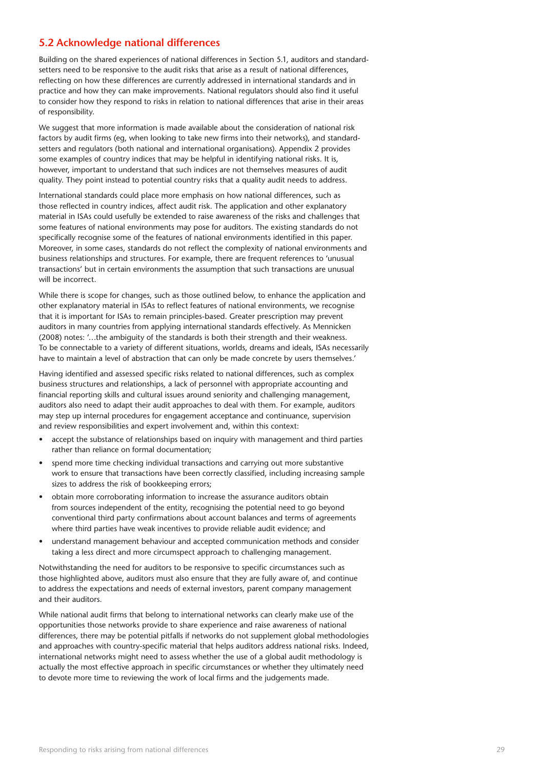## 5.2 Acknowledge national differences

Building on the shared experiences of national differences in Section 5.1, auditors and standard-setters need to be responsive to the audit risks that arise as a result of national differences, reflecting on how these differences are currently addressed in international standards and in practice and how they can make improvements. National regulators should also find it useful to consider how they respond to risks in relation to national differences that arise in their areas of responsibility.

We suggest that more information is made available about the consideration of national risk factors by audit firms (eg, when looking to take new firms into their networks), and standard-setters and regulators (both national and international organisations). Appendix 2 provides some examples of country indices that may be helpful in identifying national risks. It is, however, important to understand that such indices are not themselves measures of audit quality. They point instead to potential country risks that a quality audit needs to address.

International standards could place more emphasis on how national differences, such as those reflected in country indices, affect audit risk. The application and other explanatory material in ISAs could usefully be extended to raise awareness of the risks and challenges that some features of national environments may pose for auditors. The existing standards do not specifically recognise some of the features of national environments identified in this paper. Moreover, in some cases, standards do not reflect the complexity of national environments and business relationships and structures. For example, there are frequent references to 'unusual transactions' but in certain environments the assumption that such transactions are unusual will be incorrect.

While there is scope for changes, such as those outlined below, to enhance the application and other explanatory material in ISAs to reflect features of national environments, we recognise that it is important for ISAs to remain principles-based. Greater prescription may prevent auditors in many countries from applying international standards effectively. As Mennicken (2008) notes: '…the ambiguity of the standards is both their strength and their weakness. To be connectable to a variety of different situations, worlds, dreams and ideals, ISAs necessarily have to maintain a level of abstraction that can only be made concrete by users themselves.'

Having identified and assessed specific risks related to national differences, such as complex business structures and relationships, a lack of personnel with appropriate accounting and financial reporting skills and cultural issues around seniority and challenging management, auditors also need to adapt their audit approaches to deal with them. For example, auditors may step up internal procedures for engagement acceptance and continuance, supervision and review responsibilities and expert involvement and, within this context:

- accept the substance of relationships based on inquiry with management and third parties rather than reliance on formal documentation;
- spend more time checking individual transactions and carrying out more substantive work to ensure that transactions have been correctly classified, including increasing sample sizes to address the risk of bookkeeping errors;
- obtain more corroborating information to increase the assurance auditors obtain from sources independent of the entity, recognising the potential need to go beyond conventional third party confirmations about account balances and terms of agreements where third parties have weak incentives to provide reliable audit evidence; and
- understand management behaviour and accepted communication methods and consider taking a less direct and more circumspect approach to challenging management.

Notwithstanding the need for auditors to be responsive to specific circumstances such as those highlighted above, auditors must also ensure that they are fully aware of, and continue to address the expectations and needs of external investors, parent company management and their auditors.

While national audit firms that belong to international networks can clearly make use of the opportunities those networks provide to share experience and raise awareness of national differences, there may be potential pitfalls if networks do not supplement global methodologies and approaches with country-specific material that helps auditors address national risks. Indeed, international networks might need to assess whether the use of a global audit methodology is actually the most effective approach in specific circumstances or whether they ultimately need to devote more time to reviewing the work of local firms and the judgements made.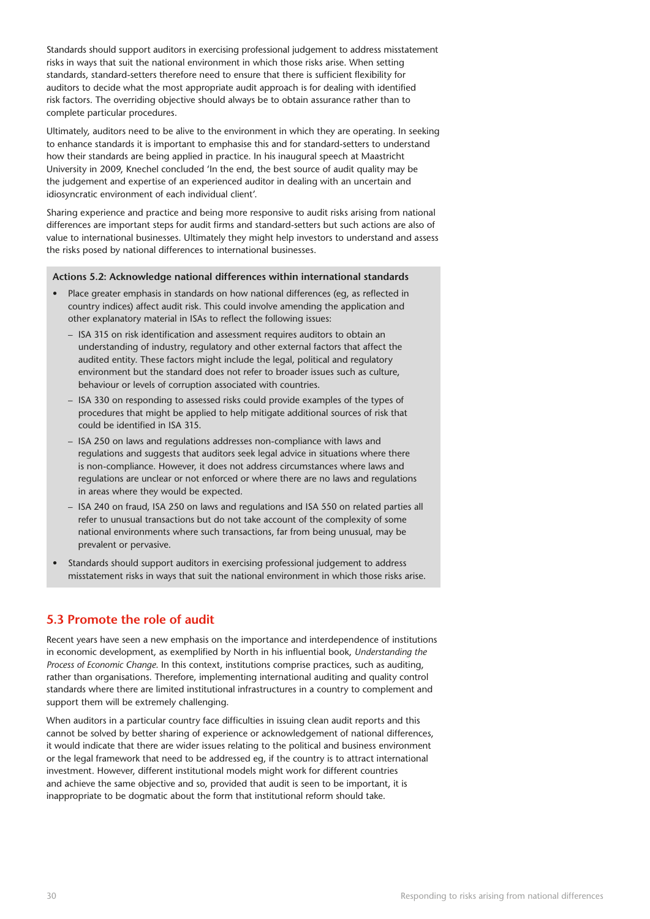Standards should support auditors in exercising professional judgement to address misstatement risks in ways that suit the national environment in which those risks arise. When setting standards, standard-setters therefore need to ensure that there is sufficient flexibility for auditors to decide what the most appropriate audit approach is for dealing with identified risk factors. The overriding objective should always be to obtain assurance rather than to complete particular procedures.

Ultimately, auditors need to be alive to the environment in which they are operating. In seeking to enhance standards it is important to emphasise this and for standard-setters to understand how their standards are being applied in practice. In his inaugural speech at Maastricht University in 2009, Knechel concluded 'In the end, the best source of audit quality may be the judgement and expertise of an experienced auditor in dealing with an uncertain and idiosyncratic environment of each individual client'.

Sharing experience and practice and being more responsive to audit risks arising from national differences are important steps for audit firms and standard-setters but such actions are also of value to international businesses. Ultimately they might help investors to understand and assess the risks posed by national differences to international businesses.

**Actions 5.2: Acknowledge national differences within international standards**

- Place greater emphasis in standards on how national differences (eg, as reflected in country indices) affect audit risk. This could involve amending the application and other explanatory material in ISAs to reflect the following issues:
  - ISA 315 on risk identification and assessment requires auditors to obtain an understanding of industry, regulatory and other external factors that affect the audited entity. These factors might include the legal, political and regulatory environment but the standard does not refer to broader issues such as culture, behaviour or levels of corruption associated with countries.
  - ISA 330 on responding to assessed risks could provide examples of the types of procedures that might be applied to help mitigate additional sources of risk that could be identified in ISA 315.
  - ISA 250 on laws and regulations addresses non-compliance with laws and regulations and suggests that auditors seek legal advice in situations where there is non-compliance. However, it does not address circumstances where laws and regulations are unclear or not enforced or where there are no laws and regulations in areas where they would be expected.
  - ISA 240 on fraud, ISA 250 on laws and regulations and ISA 550 on related parties all refer to unusual transactions but do not take account of the complexity of some national environments where such transactions, far from being unusual, may be prevalent or pervasive.
- Standards should support auditors in exercising professional judgement to address misstatement risks in ways that suit the national environment in which those risks arise.

## 5.3 Promote the role of audit

Recent years have seen a new emphasis on the importance and interdependence of institutions in economic development, as exemplified by North in his influential book, *Understanding the Process of Economic Change.* In this context, institutions comprise practices, such as auditing, rather than organisations. Therefore, implementing international auditing and quality control standards where there are limited institutional infrastructures in a country to complement and support them will be extremely challenging.

When auditors in a particular country face difficulties in issuing clean audit reports and this cannot be solved by better sharing of experience or acknowledgement of national differences, it would indicate that there are wider issues relating to the political and business environment or the legal framework that need to be addressed eg, if the country is to attract international investment. However, different institutional models might work for different countries and achieve the same objective and so, provided that audit is seen to be important, it is inappropriate to be dogmatic about the form that institutional reform should take.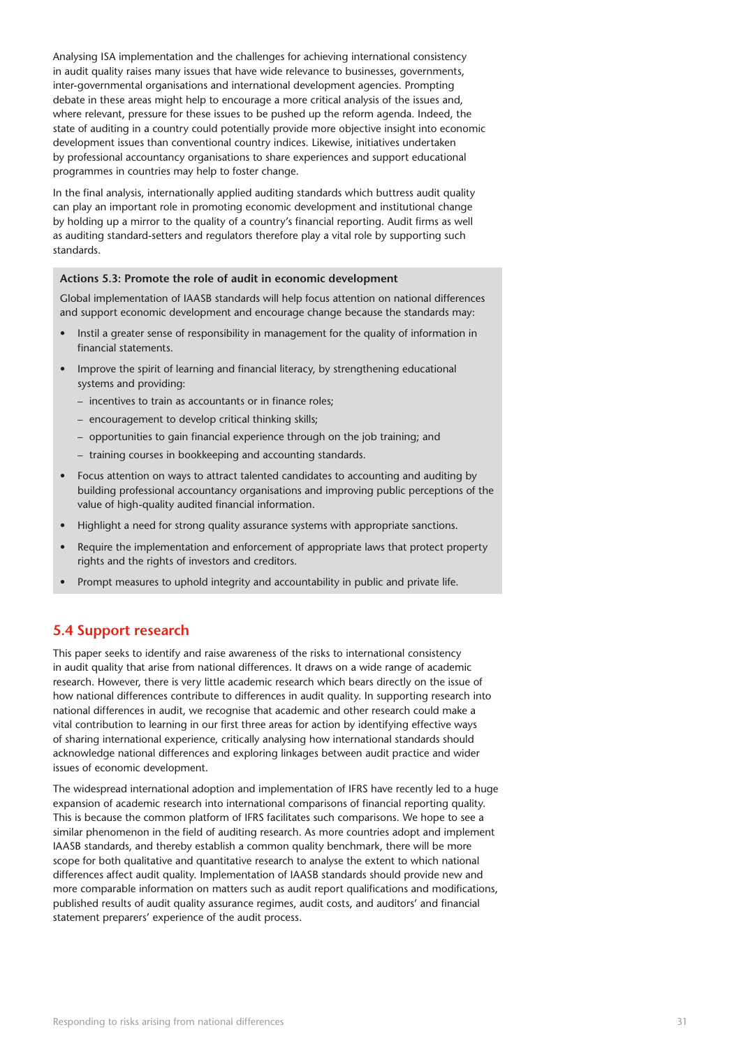Analysing ISA implementation and the challenges for achieving international consistency in audit quality raises many issues that have wide relevance to businesses, governments, inter-governmental organisations and international development agencies. Prompting debate in these areas might help to encourage a more critical analysis of the issues and, where relevant, pressure for these issues to be pushed up the reform agenda. Indeed, the state of auditing in a country could potentially provide more objective insight into economic development issues than conventional country indices. Likewise, initiatives undertaken by professional accountancy organisations to share experiences and support educational programmes in countries may help to foster change.

In the final analysis, internationally applied auditing standards which buttress audit quality can play an important role in promoting economic development and institutional change by holding up a mirror to the quality of a country's financial reporting. Audit firms as well as auditing standard-setters and regulators therefore play a vital role by supporting such standards.

**Actions 5.3: Promote the role of audit in economic development**

Global implementation of IAASB standards will help focus attention on national differences and support economic development and encourage change because the standards may:

- Instil a greater sense of responsibility in management for the quality of information in financial statements.
- Improve the spirit of learning and financial literacy, by strengthening educational systems and providing:
  - incentives to train as accountants or in finance roles;
  - encouragement to develop critical thinking skills;
  - opportunities to gain financial experience through on the job training; and
  - training courses in bookkeeping and accounting standards.
- Focus attention on ways to attract talented candidates to accounting and auditing by building professional accountancy organisations and improving public perceptions of the value of high-quality audited financial information.
- Highlight a need for strong quality assurance systems with appropriate sanctions.
- Require the implementation and enforcement of appropriate laws that protect property rights and the rights of investors and creditors.
- Prompt measures to uphold integrity and accountability in public and private life.

## 5.4 Support research

This paper seeks to identify and raise awareness of the risks to international consistency in audit quality that arise from national differences. It draws on a wide range of academic research. However, there is very little academic research which bears directly on the issue of how national differences contribute to differences in audit quality. In supporting research into national differences in audit, we recognise that academic and other research could make a vital contribution to learning in our first three areas for action by identifying effective ways of sharing international experience, critically analysing how international standards should acknowledge national differences and exploring linkages between audit practice and wider issues of economic development.

The widespread international adoption and implementation of IFRS have recently led to a huge expansion of academic research into international comparisons of financial reporting quality. This is because the common platform of IFRS facilitates such comparisons. We hope to see a similar phenomenon in the field of auditing research. As more countries adopt and implement IAASB standards, and thereby establish a common quality benchmark, there will be more scope for both qualitative and quantitative research to analyse the extent to which national differences affect audit quality. Implementation of IAASB standards should provide new and more comparable information on matters such as audit report qualifications and modifications, published results of audit quality assurance regimes, audit costs, and auditors' and financial statement preparers' experience of the audit process.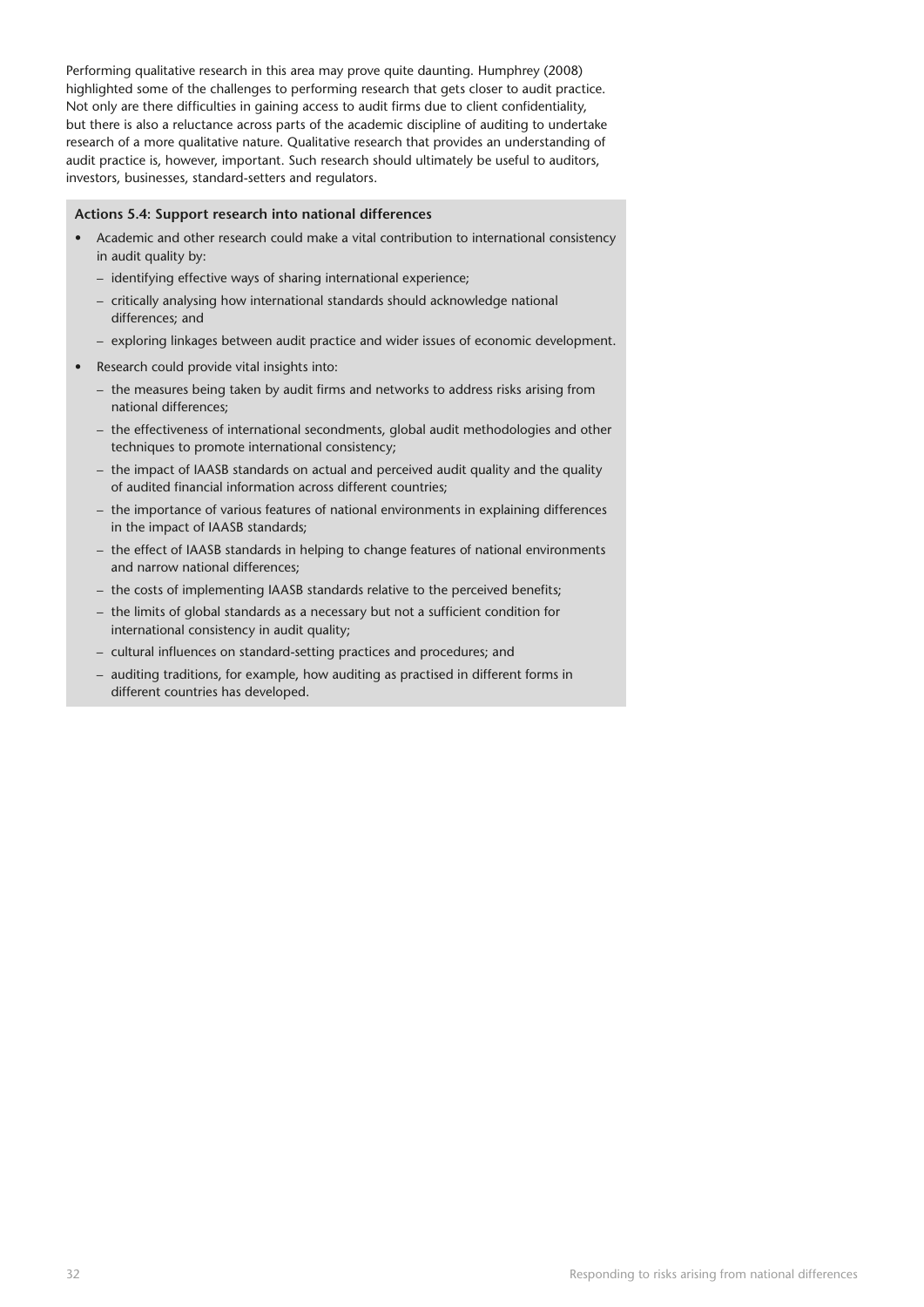Performing qualitative research in this area may prove quite daunting. Humphrey (2008) highlighted some of the challenges to performing research that gets closer to audit practice. Not only are there difficulties in gaining access to audit firms due to client confidentiality, but there is also a reluctance across parts of the academic discipline of auditing to undertake research of a more qualitative nature. Qualitative research that provides an understanding of audit practice is, however, important. Such research should ultimately be useful to auditors, investors, businesses, standard-setters and regulators.

**Actions 5.4: Support research into national differences**

- Academic and other research could make a vital contribution to international consistency in audit quality by:
  - identifying effective ways of sharing international experience;
  - critically analysing how international standards should acknowledge national differences; and
  - exploring linkages between audit practice and wider issues of economic development.
- Research could provide vital insights into:
  - the measures being taken by audit firms and networks to address risks arising from national differences;
  - the effectiveness of international secondments, global audit methodologies and other techniques to promote international consistency;
  - the impact of IAASB standards on actual and perceived audit quality and the quality of audited financial information across different countries;
  - the importance of various features of national environments in explaining differences in the impact of IAASB standards;
  - the effect of IAASB standards in helping to change features of national environments and narrow national differences;
  - the costs of implementing IAASB standards relative to the perceived benefits;
  - the limits of global standards as a necessary but not a sufficient condition for international consistency in audit quality;
  - cultural influences on standard-setting practices and procedures; and
  - auditing traditions, for example, how auditing as practised in different forms in different countries has developed.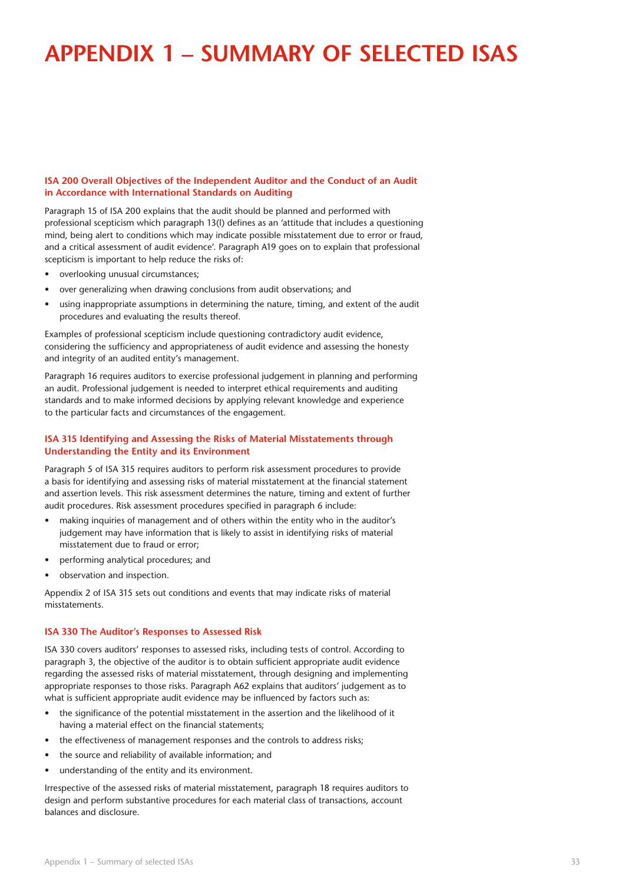# APPENDIX 1 – SUMMARY OF SELECTED ISAS

### ISA 200 Overall Objectives of the Independent Auditor and the Conduct of an Audit in Accordance with International Standards on Auditing

Paragraph 15 of ISA 200 explains that the audit should be planned and performed with professional scepticism which paragraph 13(l) defines as an 'attitude that includes a questioning mind, being alert to conditions which may indicate possible misstatement due to error or fraud, and a critical assessment of audit evidence'. Paragraph A19 goes on to explain that professional scepticism is important to help reduce the risks of:

- overlooking unusual circumstances;
- over generalizing when drawing conclusions from audit observations; and
- using inappropriate assumptions in determining the nature, timing, and extent of the audit procedures and evaluating the results thereof.

Examples of professional scepticism include questioning contradictory audit evidence, considering the sufficiency and appropriateness of audit evidence and assessing the honesty and integrity of an audited entity's management.

Paragraph 16 requires auditors to exercise professional judgement in planning and performing an audit. Professional judgement is needed to interpret ethical requirements and auditing standards and to make informed decisions by applying relevant knowledge and experience to the particular facts and circumstances of the engagement.

### ISA 315 Identifying and Assessing the Risks of Material Misstatements through Understanding the Entity and its Environment

Paragraph 5 of ISA 315 requires auditors to perform risk assessment procedures to provide a basis for identifying and assessing risks of material misstatement at the financial statement and assertion levels. This risk assessment determines the nature, timing and extent of further audit procedures. Risk assessment procedures specified in paragraph 6 include:

- making inquiries of management and of others within the entity who in the auditor's judgement may have information that is likely to assist in identifying risks of material misstatement due to fraud or error;
- performing analytical procedures; and
- observation and inspection.

Appendix 2 of ISA 315 sets out conditions and events that may indicate risks of material misstatements.

### ISA 330 The Auditor's Responses to Assessed Risk

ISA 330 covers auditors' responses to assessed risks, including tests of control. According to paragraph 3, the objective of the auditor is to obtain sufficient appropriate audit evidence regarding the assessed risks of material misstatement, through designing and implementing appropriate responses to those risks. Paragraph A62 explains that auditors' judgement as to what is sufficient appropriate audit evidence may be influenced by factors such as:

- the significance of the potential misstatement in the assertion and the likelihood of it having a material effect on the financial statements;
- the effectiveness of management responses and the controls to address risks;
- the source and reliability of available information; and
- understanding of the entity and its environment.

Irrespective of the assessed risks of material misstatement, paragraph 18 requires auditors to design and perform substantive procedures for each material class of transactions, account balances and disclosure.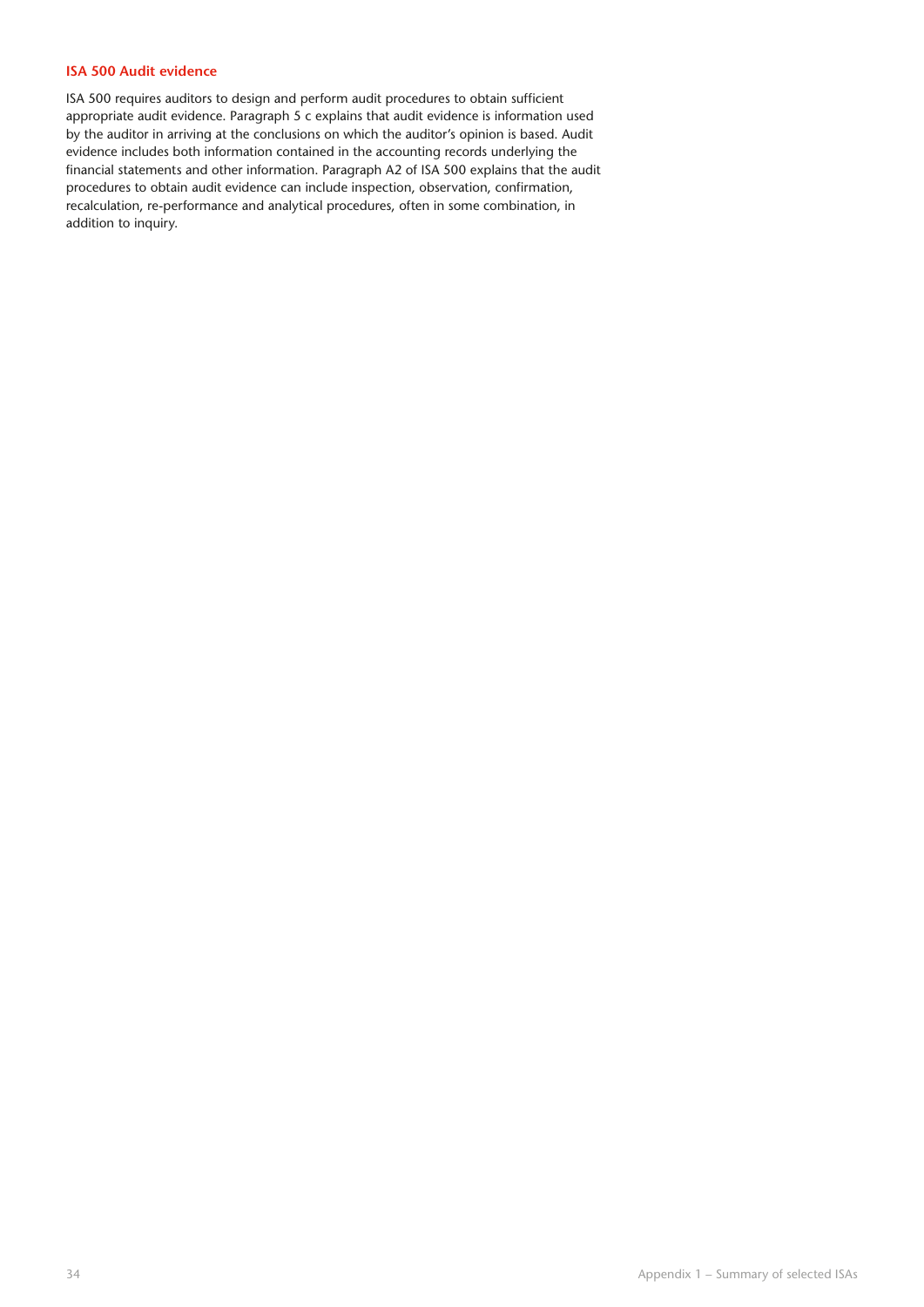### ISA 500 Audit evidence

ISA 500 requires auditors to design and perform audit procedures to obtain sufficient appropriate audit evidence. Paragraph 5 c explains that audit evidence is information used by the auditor in arriving at the conclusions on which the auditor's opinion is based. Audit evidence includes both information contained in the accounting records underlying the financial statements and other information. Paragraph A2 of ISA 500 explains that the audit procedures to obtain audit evidence can include inspection, observation, confirmation, recalculation, re-performance and analytical procedures, often in some combination, in addition to inquiry.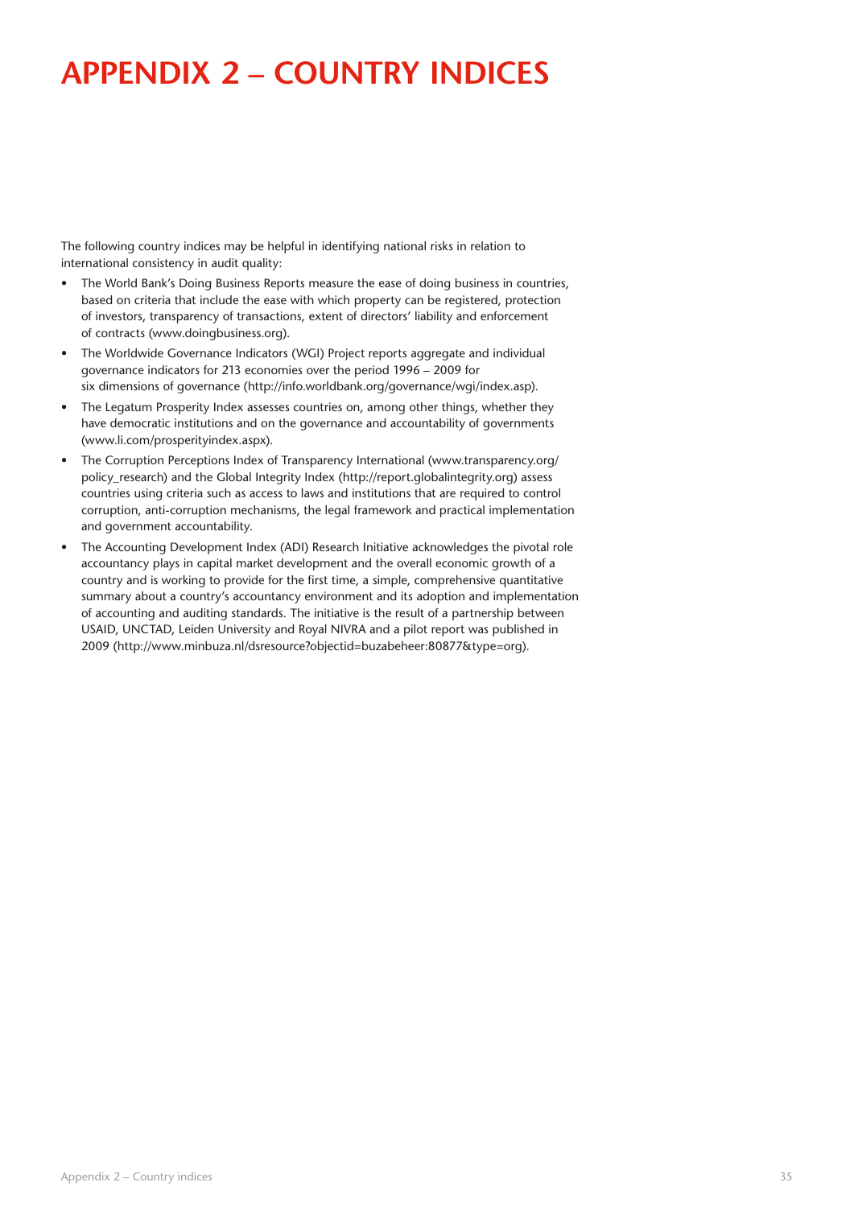# APPENDIX 2 – COUNTRY INDICES

The following country indices may be helpful in identifying national risks in relation to international consistency in audit quality:

- The World Bank's Doing Business Reports measure the ease of doing business in countries, based on criteria that include the ease with which property can be registered, protection of investors, transparency of transactions, extent of directors' liability and enforcement of contracts (www.doingbusiness.org).
- The Worldwide Governance Indicators (WGI) Project reports aggregate and individual governance indicators for 213 economies over the period 1996 – 2009 for six dimensions of governance (http://info.worldbank.org/governance/wgi/index.asp).
- The Legatum Prosperity Index assesses countries on, among other things, whether they have democratic institutions and on the governance and accountability of governments (www.li.com/prosperityindex.aspx).
- The Corruption Perceptions Index of Transparency International (www.transparency.org/policy_research) and the Global Integrity Index (http://report.globalintegrity.org) assess countries using criteria such as access to laws and institutions that are required to control corruption, anti-corruption mechanisms, the legal framework and practical implementation and government accountability.
- The Accounting Development Index (ADI) Research Initiative acknowledges the pivotal role accountancy plays in capital market development and the overall economic growth of a country and is working to provide for the first time, a simple, comprehensive quantitative summary about a country's accountancy environment and its adoption and implementation of accounting and auditing standards. The initiative is the result of a partnership between USAID, UNCTAD, Leiden University and Royal NIVRA and a pilot report was published in 2009 (http://www.minbuza.nl/dsresource?objectid=buzabeheer:80877&type=org).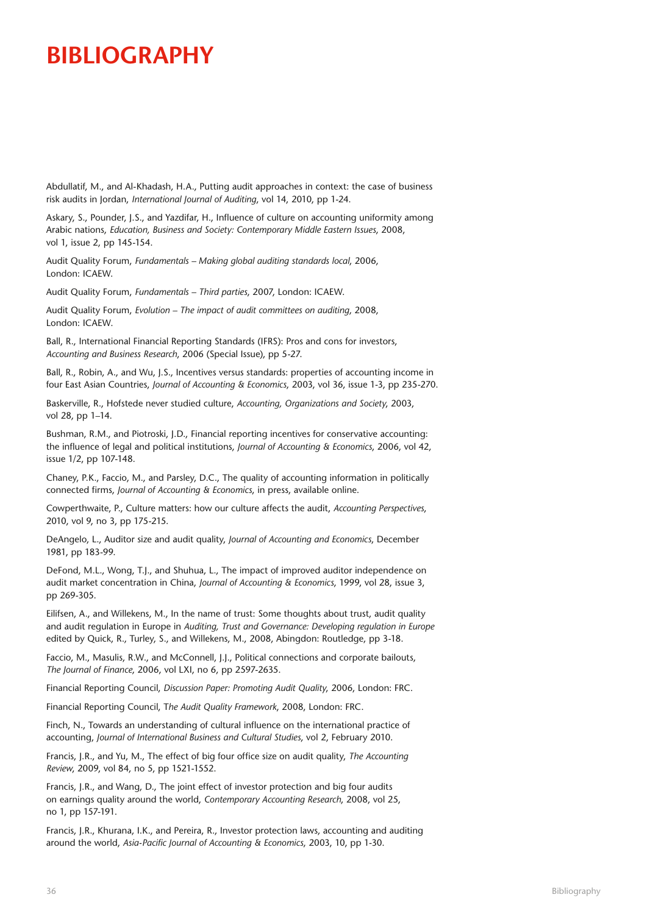# BIBLIOGRAPHY

Abdullatif, M., and Al-Khadash, H.A., Putting audit approaches in context: the case of business risk audits in Jordan, *International Journal of Auditing*, vol 14, 2010, pp 1-24.

Askary, S., Pounder, J.S., and Yazdifar, H., Influence of culture on accounting uniformity among Arabic nations, *Education, Business and Society: Contemporary Middle Eastern Issues*, 2008, vol 1, issue 2, pp 145-154.

Audit Quality Forum, *Fundamentals – Making global auditing standards local*, 2006, London: ICAEW.

Audit Quality Forum, *Fundamentals – Third parties*, 2007, London: ICAEW.

Audit Quality Forum, *Evolution – The impact of audit committees on auditing*, 2008, London: ICAEW.

Ball, R., International Financial Reporting Standards (IFRS): Pros and cons for investors, *Accounting and Business Research*, 2006 (Special Issue), pp 5-27.

Ball, R., Robin, A., and Wu, J.S., Incentives versus standards: properties of accounting income in four East Asian Countries, *Journal of Accounting & Economics*, 2003, vol 36, issue 1-3, pp 235-270.

Baskerville, R., Hofstede never studied culture, *Accounting, Organizations and Society*, 2003, vol 28, pp 1–14.

Bushman, R.M., and Piotroski, J.D., Financial reporting incentives for conservative accounting: the influence of legal and political institutions, *Journal of Accounting & Economics*, 2006, vol 42, issue 1/2, pp 107-148.

Chaney, P.K., Faccio, M., and Parsley, D.C., The quality of accounting information in politically connected firms, *Journal of Accounting & Economics*, in press, available online.

Cowperthwaite, P., Culture matters: how our culture affects the audit, *Accounting Perspectives*, 2010, vol 9, no 3, pp 175-215.

DeAngelo, L., Auditor size and audit quality, *Journal of Accounting and Economics*, December 1981, pp 183-99.

DeFond, M.L., Wong, T.J., and Shuhua, L., The impact of improved auditor independence on audit market concentration in China, *Journal of Accounting & Economics*, 1999, vol 28, issue 3, pp 269-305.

Eilifsen, A., and Willekens, M., In the name of trust: Some thoughts about trust, audit quality and audit regulation in Europe in *Auditing, Trust and Governance: Developing regulation in Europe* edited by Quick, R., Turley, S., and Willekens, M., 2008, Abingdon: Routledge, pp 3-18.

Faccio, M., Masulis, R.W., and McConnell, J.J., Political connections and corporate bailouts, *The Journal of Finance*, 2006, vol LXI, no 6, pp 2597-2635.

Financial Reporting Council, *Discussion Paper: Promoting Audit Quality*, 2006, London: FRC.

Financial Reporting Council, T*he Audit Quality Framework*, 2008, London: FRC.

Finch, N., Towards an understanding of cultural influence on the international practice of accounting, *Journal of International Business and Cultural Studies*, vol 2, February 2010.

Francis, J.R., and Yu, M., The effect of big four office size on audit quality, *The Accounting Review*, 2009, vol 84, no 5, pp 1521-1552.

Francis, J.R., and Wang, D., The joint effect of investor protection and big four audits on earnings quality around the world, *Contemporary Accounting Research*, 2008, vol 25, no 1, pp 157-191.

Francis, J.R., Khurana, I.K., and Pereira, R., Investor protection laws, accounting and auditing around the world, *Asia-Pacific Journal of Accounting & Economics*, 2003, 10, pp 1-30.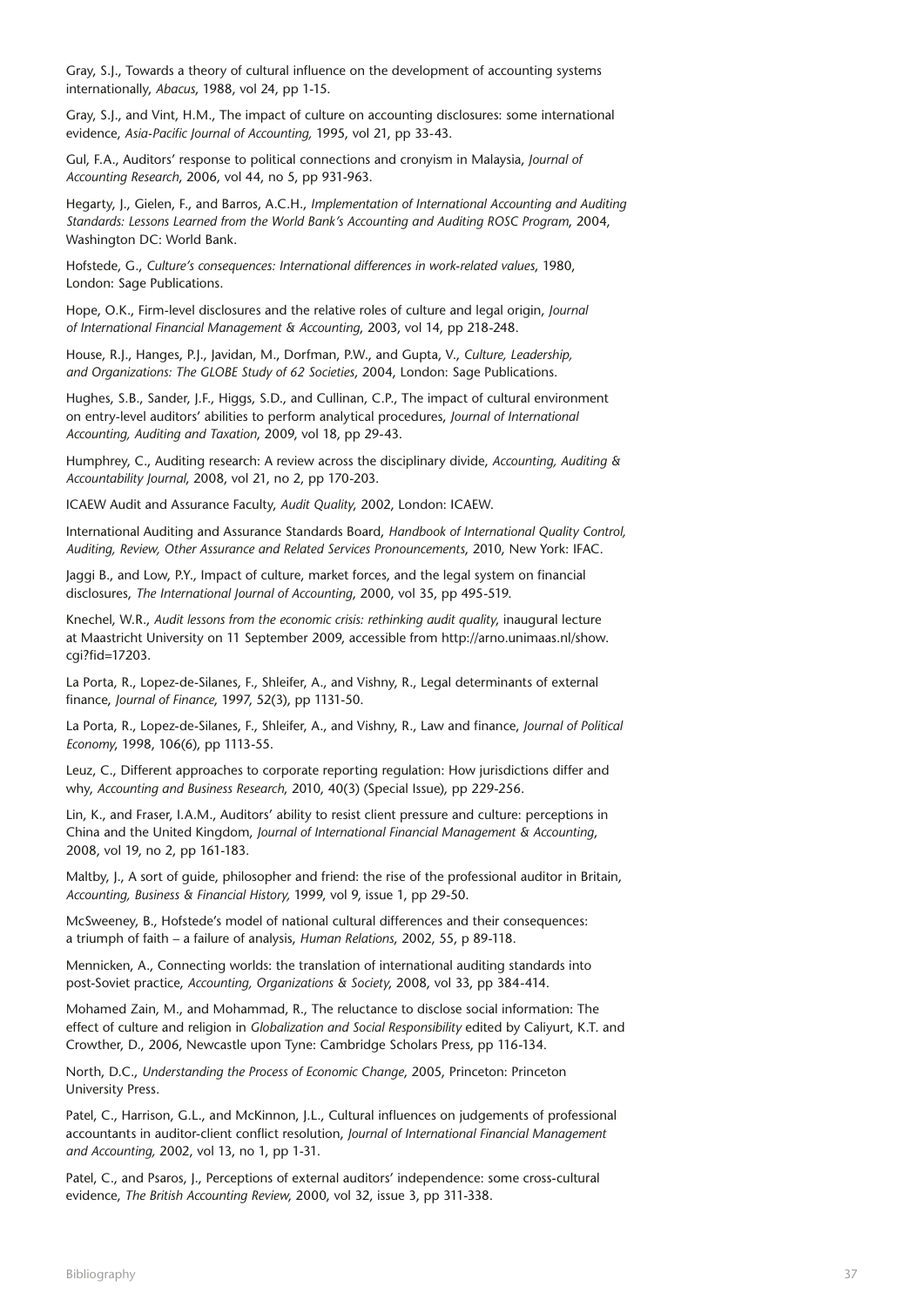Gray, S.J., Towards a theory of cultural influence on the development of accounting systems internationally, *Abacus*, 1988, vol 24, pp 1-15.

Gray, S.J., and Vint, H.M., The impact of culture on accounting disclosures: some international evidence, *Asia-Pacific Journal of Accounting,* 1995, vol 21, pp 33-43.

Gul, F.A., Auditors' response to political connections and cronyism in Malaysia, *Journal of Accounting Research*, 2006, vol 44, no 5, pp 931-963.

Hegarty, J., Gielen, F., and Barros, A.C.H., *Implementation of International Accounting and Auditing Standards: Lessons Learned from the World Bank's Accounting and Auditing ROSC Program*, 2004, Washington DC: World Bank.

Hofstede, G., *Culture's consequences: International differences in work-related values*, 1980, London: Sage Publications.

Hope, O.K., Firm-level disclosures and the relative roles of culture and legal origin, *Journal of International Financial Management & Accounting*, 2003, vol 14, pp 218-248.

House, R.J., Hanges, P.J., Javidan, M., Dorfman, P.W., and Gupta, V., *Culture, Leadership, and Organizations: The GLOBE Study of 62 Societies*, 2004, London: Sage Publications.

Hughes, S.B., Sander, J.F., Higgs, S.D., and Cullinan, C.P., The impact of cultural environment on entry-level auditors' abilities to perform analytical procedures, *Journal of International Accounting, Auditing and Taxation*, 2009, vol 18, pp 29-43.

Humphrey, C., Auditing research: A review across the disciplinary divide, *Accounting, Auditing & Accountability Journal*, 2008, vol 21, no 2, pp 170-203.

ICAEW Audit and Assurance Faculty, *Audit Quality*, 2002, London: ICAEW.

International Auditing and Assurance Standards Board, *Handbook of International Quality Control, Auditing, Review, Other Assurance and Related Services Pronouncements*, 2010, New York: IFAC.

Jaggi B., and Low, P.Y., Impact of culture, market forces, and the legal system on financial disclosures, *The International Journal of Accounting*, 2000, vol 35, pp 495-519.

Knechel, W.R., *Audit lessons from the economic crisis: rethinking audit quality*, inaugural lecture at Maastricht University on 11 September 2009, accessible from http://arno.unimaas.nl/show.cgi?fid=17203.

La Porta, R., Lopez-de-Silanes, F., Shleifer, A., and Vishny, R., Legal determinants of external finance, *Journal of Finance*, 1997, 52(3), pp 1131-50.

La Porta, R., Lopez-de-Silanes, F., Shleifer, A., and Vishny, R., Law and finance, *Journal of Political Economy*, 1998, 106(6), pp 1113-55.

Leuz, C., Different approaches to corporate reporting regulation: How jurisdictions differ and why, *Accounting and Business Research*, 2010, 40(3) (Special Issue), pp 229-256.

Lin, K., and Fraser, I.A.M., Auditors' ability to resist client pressure and culture: perceptions in China and the United Kingdom, *Journal of International Financial Management & Accounting*, 2008, vol 19, no 2, pp 161-183.

Maltby, J., A sort of guide, philosopher and friend: the rise of the professional auditor in Britain, *Accounting, Business & Financial History,* 1999, vol 9, issue 1, pp 29-50.

McSweeney, B., Hofstede's model of national cultural differences and their consequences: a triumph of faith – a failure of analysis, *Human Relations*, 2002, 55, p 89-118.

Mennicken, A., Connecting worlds: the translation of international auditing standards into post-Soviet practice, *Accounting, Organizations & Society*, 2008, vol 33, pp 384-414.

Mohamed Zain, M., and Mohammad, R., The reluctance to disclose social information: The effect of culture and religion in *Globalization and Social Responsibility* edited by Caliyurt, K.T. and Crowther, D., 2006, Newcastle upon Tyne: Cambridge Scholars Press, pp 116-134.

North, D.C., *Understanding the Process of Economic Change*, 2005, Princeton: Princeton University Press.

Patel, C., Harrison, G.L., and McKinnon, J.L., Cultural influences on judgements of professional accountants in auditor-client conflict resolution, *Journal of International Financial Management and Accounting,* 2002, vol 13, no 1, pp 1-31.

Patel, C., and Psaros, J., Perceptions of external auditors' independence: some cross-cultural evidence, *The British Accounting Review*, 2000, vol 32, issue 3, pp 311-338.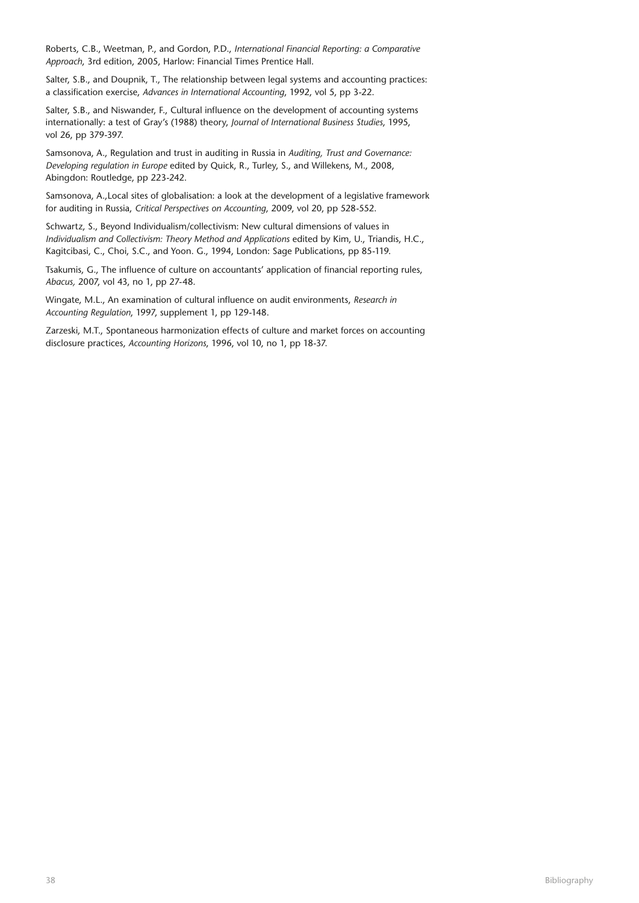Roberts, C.B., Weetman, P., and Gordon, P.D., *International Financial Reporting: a Comparative Approach*, 3rd edition, 2005, Harlow: Financial Times Prentice Hall.

Salter, S.B., and Doupnik, T., The relationship between legal systems and accounting practices: a classification exercise, *Advances in International Accounting*, 1992, vol 5, pp 3-22.

Salter, S.B., and Niswander, F., Cultural influence on the development of accounting systems internationally: a test of Gray's (1988) theory, *Journal of International Business Studies*, 1995, vol 26, pp 379-397.

Samsonova, A., Regulation and trust in auditing in Russia in *Auditing, Trust and Governance: Developing regulation in Europe* edited by Quick, R., Turley, S., and Willekens, M., 2008, Abingdon: Routledge, pp 223-242.

Samsonova, A.,Local sites of globalisation: a look at the development of a legislative framework for auditing in Russia, *Critical Perspectives on Accounting*, 2009, vol 20, pp 528-552.

Schwartz, S., Beyond Individualism/collectivism: New cultural dimensions of values in *Individualism and Collectivism: Theory Method and Applications* edited by Kim, U., Triandis, H.C., Kagitcibasi, C., Choi, S.C., and Yoon. G., 1994, London: Sage Publications, pp 85-119.

Tsakumis, G., The influence of culture on accountants' application of financial reporting rules, *Abacus,* 2007, vol 43, no 1, pp 27-48.

Wingate, M.L., An examination of cultural influence on audit environments, *Research in Accounting Regulation*, 1997, supplement 1, pp 129-148.

Zarzeski, M.T., Spontaneous harmonization effects of culture and market forces on accounting disclosure practices, *Accounting Horizons*, 1996, vol 10, no 1, pp 18-37.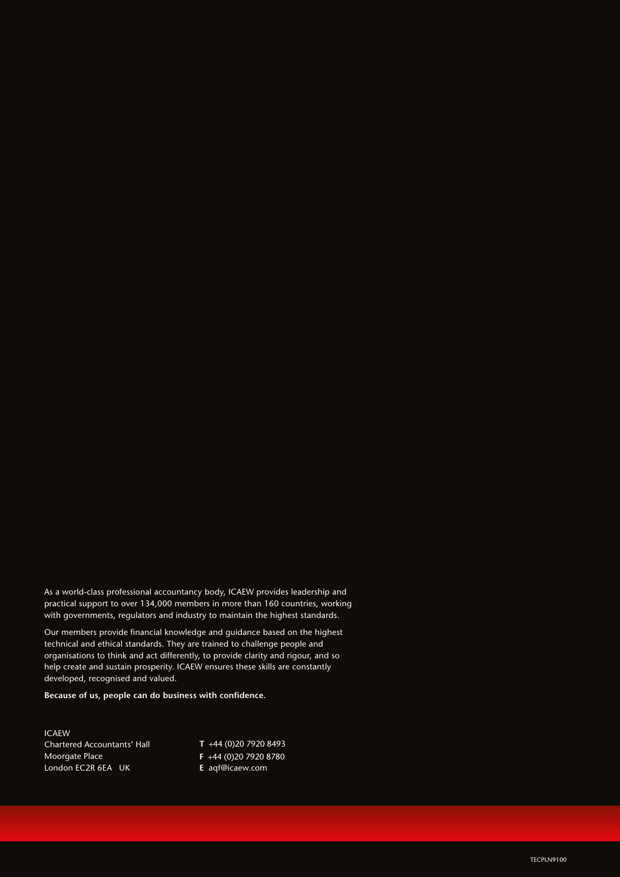As a world-class professional accountancy body, ICAEW provides leadership and practical support to over 134,000 members in more than 160 countries, working with governments, regulators and industry to maintain the highest standards.

Our members provide financial knowledge and guidance based on the highest technical and ethical standards. They are trained to challenge people and organisations to think and act differently, to provide clarity and rigour, and so help create and sustain prosperity. ICAEW ensures these skills are constantly developed, recognised and valued.

**Because of us, people can do business with confidence.**

ICAEW
Chartered Accountants' Hall
Moorgate Place
London EC2R 6EA UK

**T** +44 (0)20 7920 8493
**F** +44 (0)20 7920 8780
**E** aqf@icaew.com

TECPLN9100